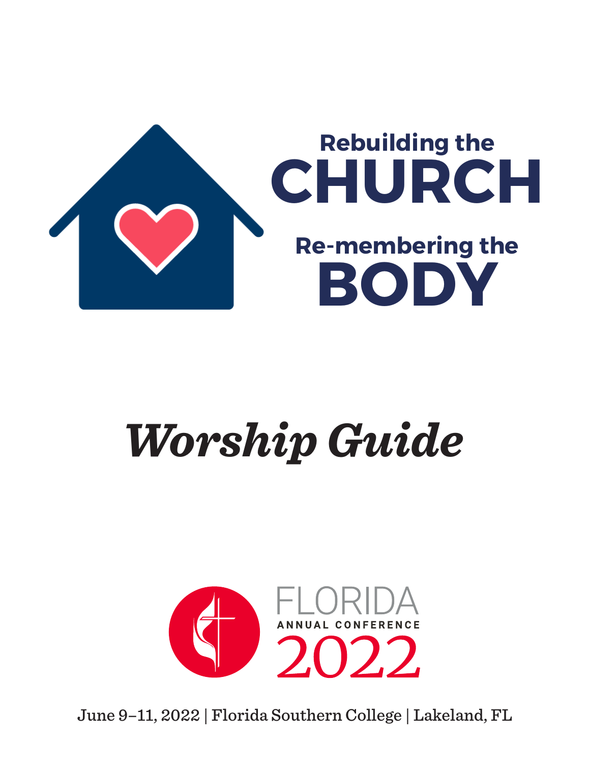# Rebuilding the CHURCH

# Re-membering the BODY

# *Worship Guide*

FLORIDA
ANNUAL CONFERENCE
2022

June 9–11, 2022 | Florida Southern College | Lakeland, FL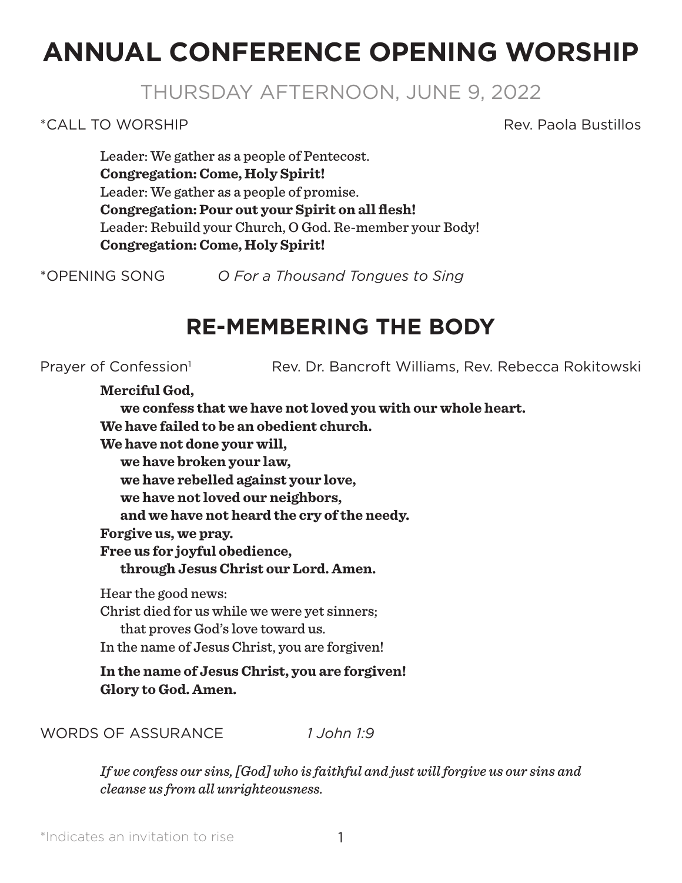# ANNUAL CONFERENCE OPENING WORSHIP

## THURSDAY AFTERNOON, JUNE 9, 2022

*CALL TO WORSHIP — Rev. Paola Bustillos

Leader: We gather as a people of Pentecost.
**Congregation: Come, Holy Spirit!**
Leader: We gather as a people of promise.
**Congregation: Pour out your Spirit on all flesh!**
Leader: Rebuild your Church, O God. Re-member your Body!
**Congregation: Come, Holy Spirit!**

*OPENING SONG — *O For a Thousand Tongues to Sing*

## RE-MEMBERING THE BODY

Prayer of Confession[1] — Rev. Dr. Bancroft Williams, Rev. Rebecca Rokitowski

**Merciful God,**
**we confess that we have not loved you with our whole heart.**
**We have failed to be an obedient church.**
**We have not done your will,**
**we have broken your law,**
**we have rebelled against your love,**
**we have not loved our neighbors,**
**and we have not heard the cry of the needy.**
**Forgive us, we pray.**
**Free us for joyful obedience,**
**through Jesus Christ our Lord. Amen.**

Hear the good news:
Christ died for us while we were yet sinners;
that proves God's love toward us.
In the name of Jesus Christ, you are forgiven!

**In the name of Jesus Christ, you are forgiven!**
**Glory to God. Amen.**

WORDS OF ASSURANCE — *1 John 1:9*

*If we confess our sins, [God] who is faithful and just will forgive us our sins and cleanse us from all unrighteousness.*

*Indicates an invitation to rise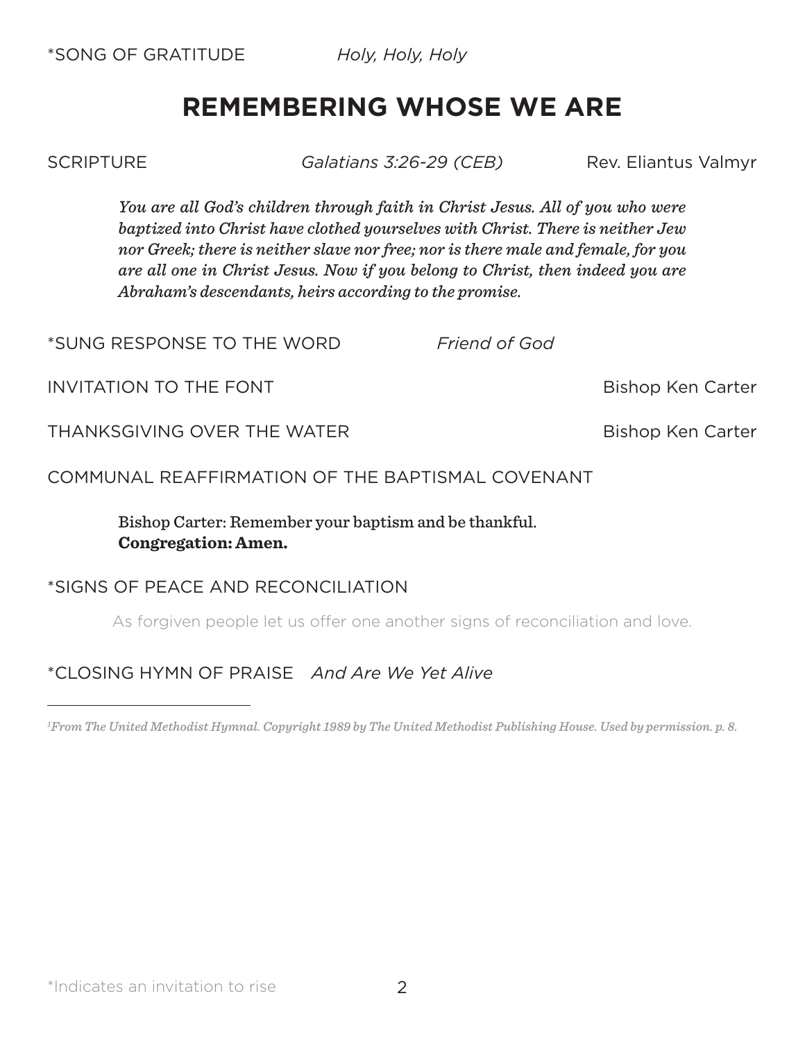*SONG OF GRATITUDE *Holy, Holy, Holy*

## REMEMBERING WHOSE WE ARE

SCRIPTURE *Galatians 3:26-29 (CEB)* Rev. Eliantus Valmyr

> *You are all God's children through faith in Christ Jesus. All of you who were baptized into Christ have clothed yourselves with Christ. There is neither Jew nor Greek; there is neither slave nor free; nor is there male and female, for you are all one in Christ Jesus. Now if you belong to Christ, then indeed you are Abraham's descendants, heirs according to the promise.*

*SUNG RESPONSE TO THE WORD *Friend of God*

INVITATION TO THE FONT Bishop Ken Carter

THANKSGIVING OVER THE WATER Bishop Ken Carter

COMMUNAL REAFFIRMATION OF THE BAPTISMAL COVENANT

> Bishop Carter: Remember your baptism and be thankful.
> **Congregation: Amen.**

*SIGNS OF PEACE AND RECONCILIATION

> As forgiven people let us offer one another signs of reconciliation and love.

*CLOSING HYMN OF PRAISE *And Are We Yet Alive*

---

*[1]From The United Methodist Hymnal. Copyright 1989 by The United Methodist Publishing House. Used by permission. p. 8.*

*Indicates an invitation to rise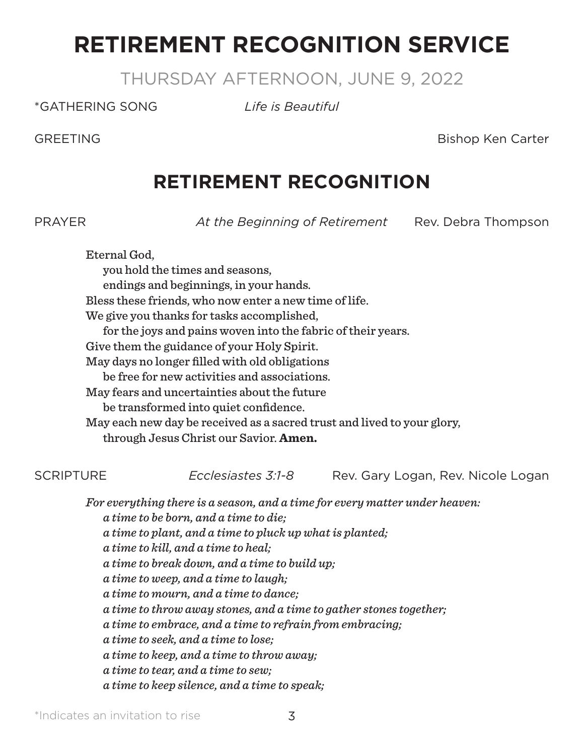# RETIREMENT RECOGNITION SERVICE

THURSDAY AFTERNOON, JUNE 9, 2022

*GATHERING SONG *Life is Beautiful*

GREETING Bishop Ken Carter

## RETIREMENT RECOGNITION

PRAYER *At the Beginning of Retirement* Rev. Debra Thompson

Eternal God,
you hold the times and seasons,
endings and beginnings, in your hands.
Bless these friends, who now enter a new time of life.
We give you thanks for tasks accomplished,
for the joys and pains woven into the fabric of their years.
Give them the guidance of your Holy Spirit.
May days no longer filled with old obligations
be free for new activities and associations.
May fears and uncertainties about the future
be transformed into quiet confidence.
May each new day be received as a sacred trust and lived to your glory,
through Jesus Christ our Savior. **Amen.**

SCRIPTURE *Ecclesiastes 3:1-8* Rev. Gary Logan, Rev. Nicole Logan

*For everything there is a season, and a time for every matter under heaven:*
*a time to be born, and a time to die;*
*a time to plant, and a time to pluck up what is planted;*
*a time to kill, and a time to heal;*
*a time to break down, and a time to build up;*
*a time to weep, and a time to laugh;*
*a time to mourn, and a time to dance;*
*a time to throw away stones, and a time to gather stones together;*
*a time to embrace, and a time to refrain from embracing;*
*a time to seek, and a time to lose;*
*a time to keep, and a time to throw away;*
*a time to tear, and a time to sew;*
*a time to keep silence, and a time to speak;*

*Indicates an invitation to rise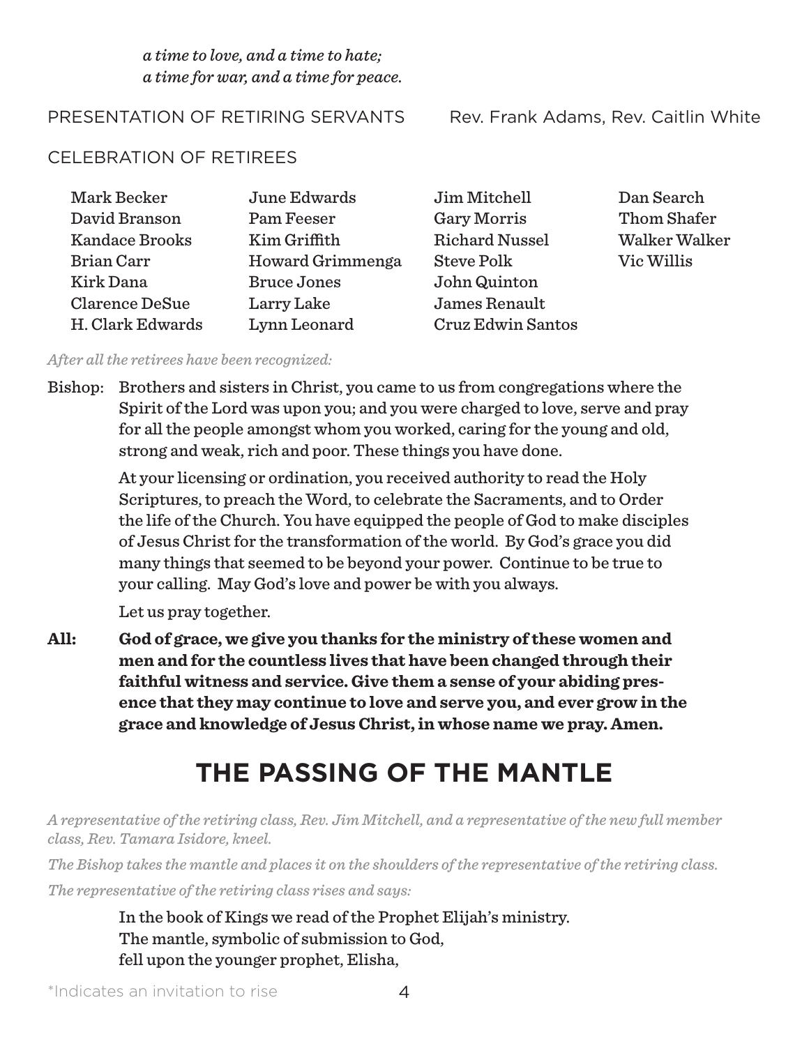*a time to love, and a time to hate;*
*a time for war, and a time for peace.*

PRESENTATION OF RETIRING SERVANTS — Rev. Frank Adams, Rev. Caitlin White

CELEBRATION OF RETIREES

Mark Becker
David Branson
Kandace Brooks
Brian Carr
Kirk Dana
Clarence DeSue
H. Clark Edwards
June Edwards
Pam Feeser
Kim Griffith
Howard Grimmenga
Bruce Jones
Larry Lake
Lynn Leonard
Jim Mitchell
Gary Morris
Richard Nussel
Steve Polk
John Quinton
James Renault
Cruz Edwin Santos
Dan Search
Thom Shafer
Walker Walker
Vic Willis

*After all the retirees have been recognized:*

Bishop: Brothers and sisters in Christ, you came to us from congregations where the Spirit of the Lord was upon you; and you were charged to love, serve and pray for all the people amongst whom you worked, caring for the young and old, strong and weak, rich and poor. These things you have done.

At your licensing or ordination, you received authority to read the Holy Scriptures, to preach the Word, to celebrate the Sacraments, and to Order the life of the Church. You have equipped the people of God to make disciples of Jesus Christ for the transformation of the world. By God's grace you did many things that seemed to be beyond your power. Continue to be true to your calling. May God's love and power be with you always.

Let us pray together.

**All: God of grace, we give you thanks for the ministry of these women and men and for the countless lives that have been changed through their faithful witness and service. Give them a sense of your abiding presence that they may continue to love and serve you, and ever grow in the grace and knowledge of Jesus Christ, in whose name we pray. Amen.**

# THE PASSING OF THE MANTLE

*A representative of the retiring class, Rev. Jim Mitchell, and a representative of the new full member class, Rev. Tamara Isidore, kneel.*

*The Bishop takes the mantle and places it on the shoulders of the representative of the retiring class.*

*The representative of the retiring class rises and says:*

In the book of Kings we read of the Prophet Elijah's ministry.
The mantle, symbolic of submission to God,
fell upon the younger prophet, Elisha,

*Indicates an invitation to rise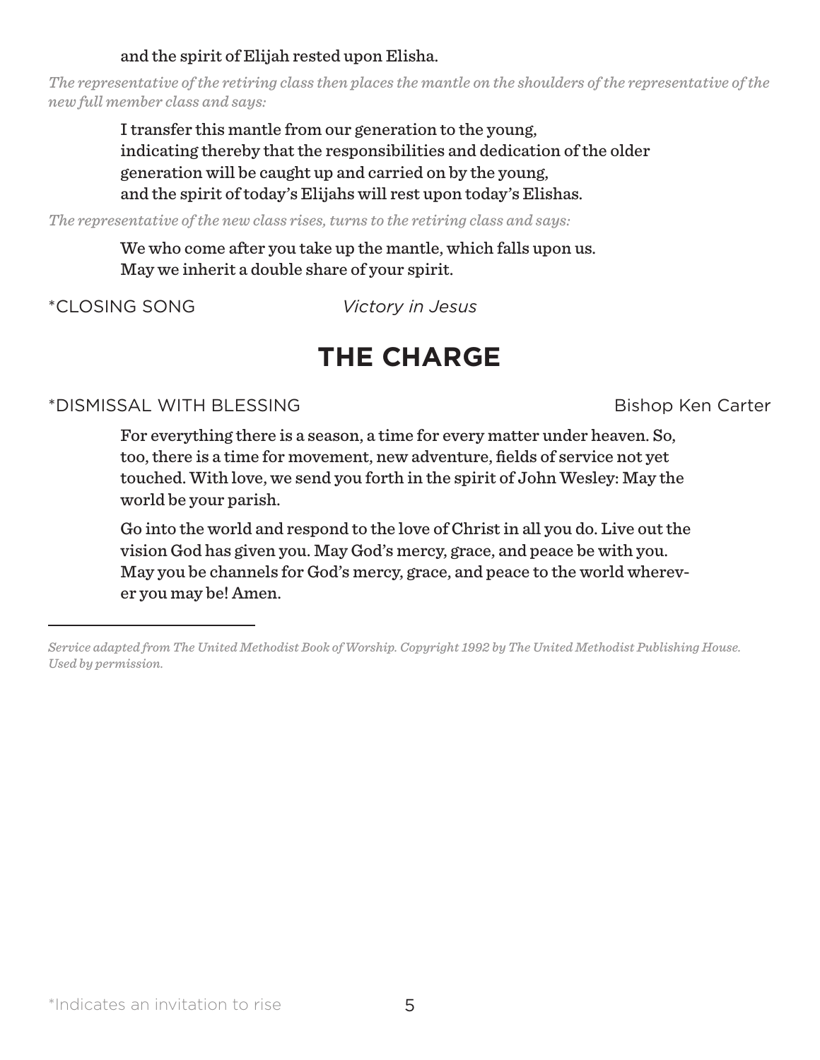and the spirit of Elijah rested upon Elisha.

*The representative of the retiring class then places the mantle on the shoulders of the representative of the new full member class and says:*

I transfer this mantle from our generation to the young,
indicating thereby that the responsibilities and dedication of the older generation will be caught up and carried on by the young,
and the spirit of today's Elijahs will rest upon today's Elishas.

*The representative of the new class rises, turns to the retiring class and says:*

We who come after you take up the mantle, which falls upon us.
May we inherit a double share of your spirit.

*CLOSING SONG *Victory in Jesus*

# THE CHARGE

*DISMISSAL WITH BLESSING Bishop Ken Carter

For everything there is a season, a time for every matter under heaven. So, too, there is a time for movement, new adventure, fields of service not yet touched. With love, we send you forth in the spirit of John Wesley: May the world be your parish.

Go into the world and respond to the love of Christ in all you do. Live out the vision God has given you. May God's mercy, grace, and peace be with you. May you be channels for God's mercy, grace, and peace to the world wherever you may be! Amen.

---

*Service adapted from The United Methodist Book of Worship. Copyright 1992 by The United Methodist Publishing House. Used by permission.*

*Indicates an invitation to rise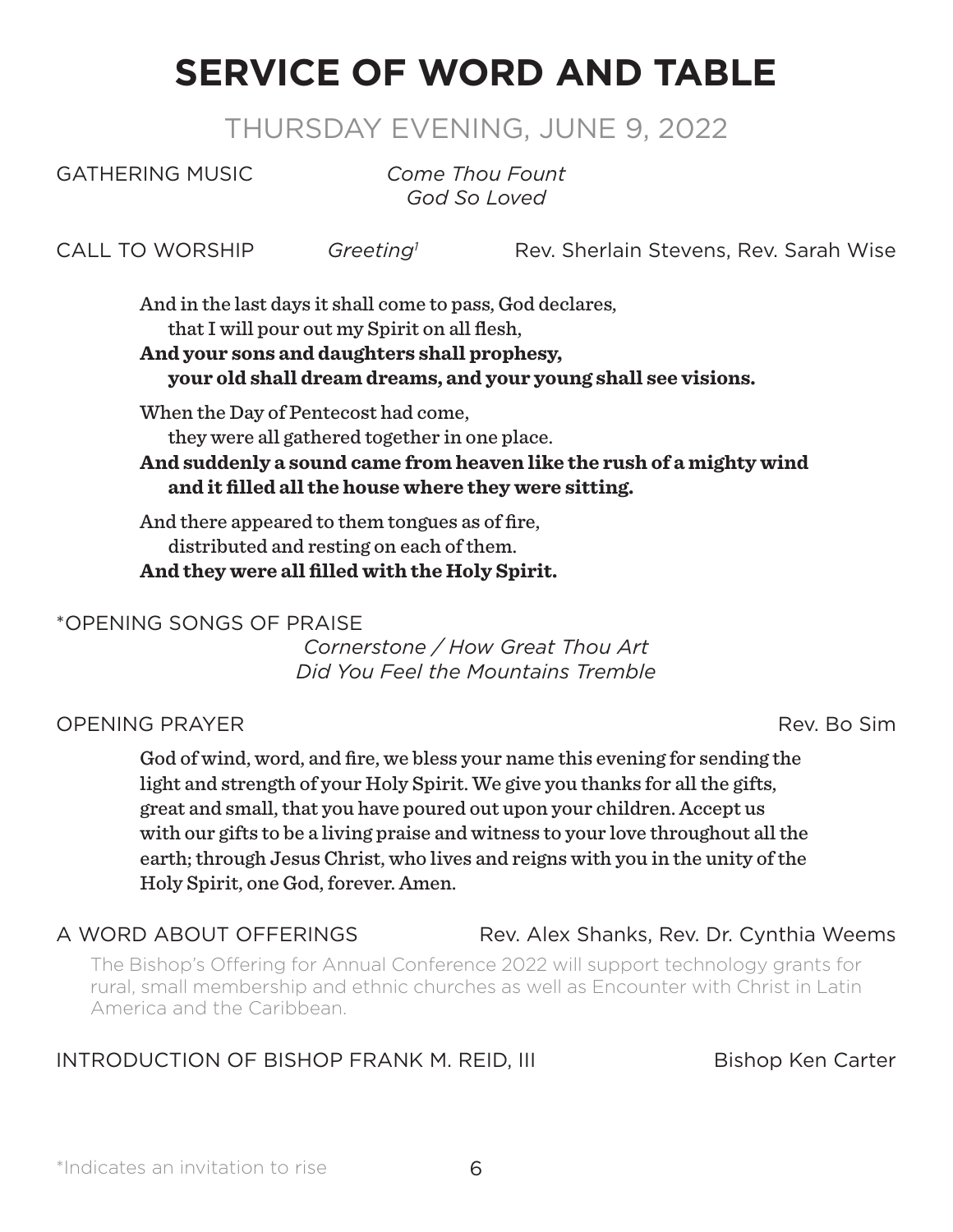# SERVICE OF WORD AND TABLE

## THURSDAY EVENING, JUNE 9, 2022

GATHERING MUSIC *Come Thou Fount*
*God So Loved*

CALL TO WORSHIP *Greeting*[1] Rev. Sherlain Stevens, Rev. Sarah Wise

And in the last days it shall come to pass, God declares,
that I will pour out my Spirit on all flesh,
**And your sons and daughters shall prophesy,**
**your old shall dream dreams, and your young shall see visions.**

When the Day of Pentecost had come,
they were all gathered together in one place.
**And suddenly a sound came from heaven like the rush of a mighty wind**
**and it filled all the house where they were sitting.**

And there appeared to them tongues as of fire,
distributed and resting on each of them.
**And they were all filled with the Holy Spirit.**

*OPENING SONGS OF PRAISE
*Cornerstone / How Great Thou Art*
*Did You Feel the Mountains Tremble*

OPENING PRAYER Rev. Bo Sim

**God of wind, word, and fire, we bless your name this evening for sending the light and strength of your Holy Spirit. We give you thanks for all the gifts, great and small, that you have poured out upon your children. Accept us with our gifts to be a living praise and witness to your love throughout all the earth; through Jesus Christ, who lives and reigns with you in the unity of the Holy Spirit, one God, forever. Amen.**

A WORD ABOUT OFFERINGS Rev. Alex Shanks, Rev. Dr. Cynthia Weems

The Bishop's Offering for Annual Conference 2022 will support technology grants for rural, small membership and ethnic churches as well as Encounter with Christ in Latin America and the Caribbean.

INTRODUCTION OF BISHOP FRANK M. REID, III Bishop Ken Carter

*Indicates an invitation to rise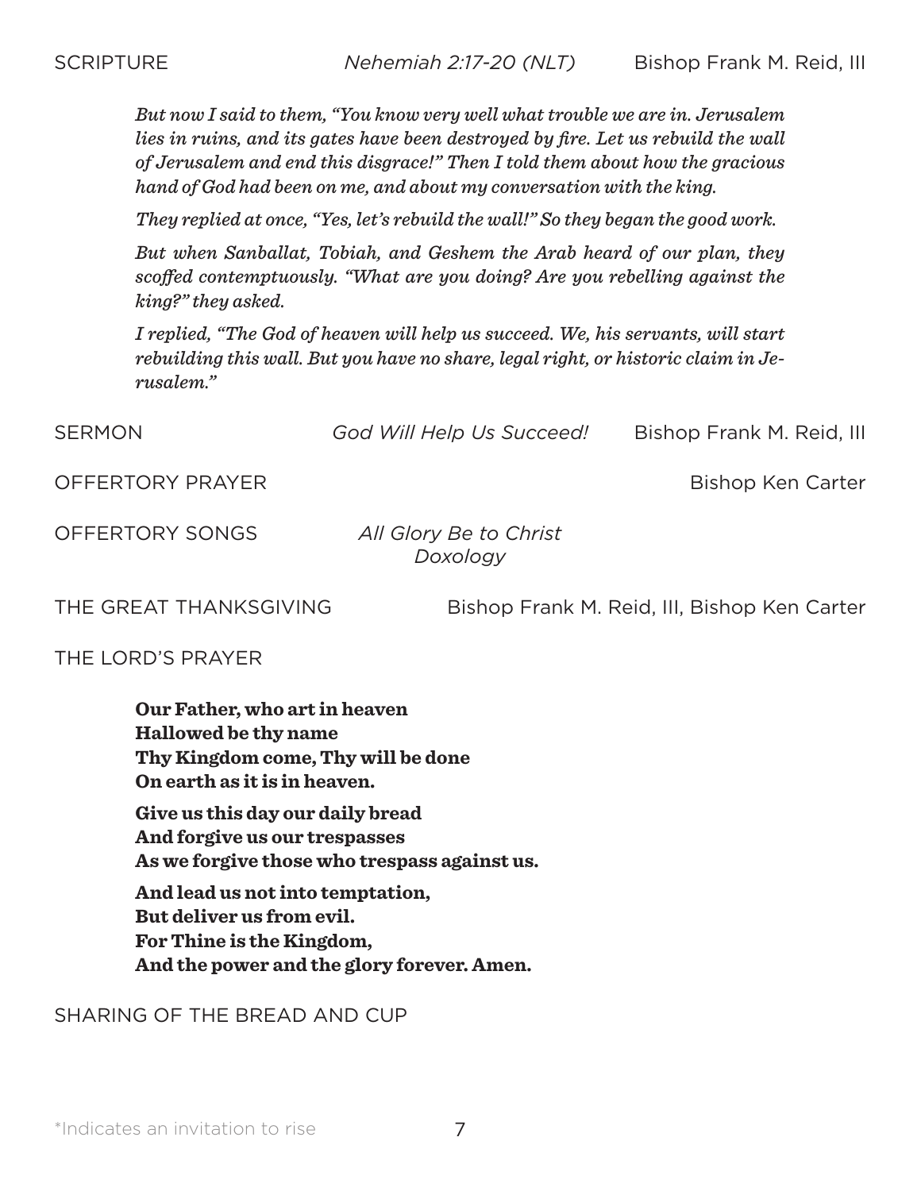SCRIPTURE *Nehemiah 2:17-20 (NLT)* Bishop Frank M. Reid, III

> *But now I said to them, "You know very well what trouble we are in. Jerusalem lies in ruins, and its gates have been destroyed by fire. Let us rebuild the wall of Jerusalem and end this disgrace!" Then I told them about how the gracious hand of God had been on me, and about my conversation with the king.*
>
> *They replied at once, "Yes, let's rebuild the wall!" So they began the good work.*
>
> *But when Sanballat, Tobiah, and Geshem the Arab heard of our plan, they scoffed contemptuously. "What are you doing? Are you rebelling against the king?" they asked.*
>
> *I replied, "The God of heaven will help us succeed. We, his servants, will start rebuilding this wall. But you have no share, legal right, or historic claim in Jerusalem."*

SERMON *God Will Help Us Succeed!* Bishop Frank M. Reid, III

OFFERTORY PRAYER Bishop Ken Carter

OFFERTORY SONGS *All Glory Be to Christ*
*Doxology*

THE GREAT THANKSGIVING Bishop Frank M. Reid, III, Bishop Ken Carter

THE LORD'S PRAYER

**Our Father, who art in heaven**
**Hallowed be thy name**
**Thy Kingdom come, Thy will be done**
**On earth as it is in heaven.**

**Give us this day our daily bread**
**And forgive us our trespasses**
**As we forgive those who trespass against us.**

**And lead us not into temptation,**
**But deliver us from evil.**
**For Thine is the Kingdom,**
**And the power and the glory forever. Amen.**

SHARING OF THE BREAD AND CUP

*Indicates an invitation to rise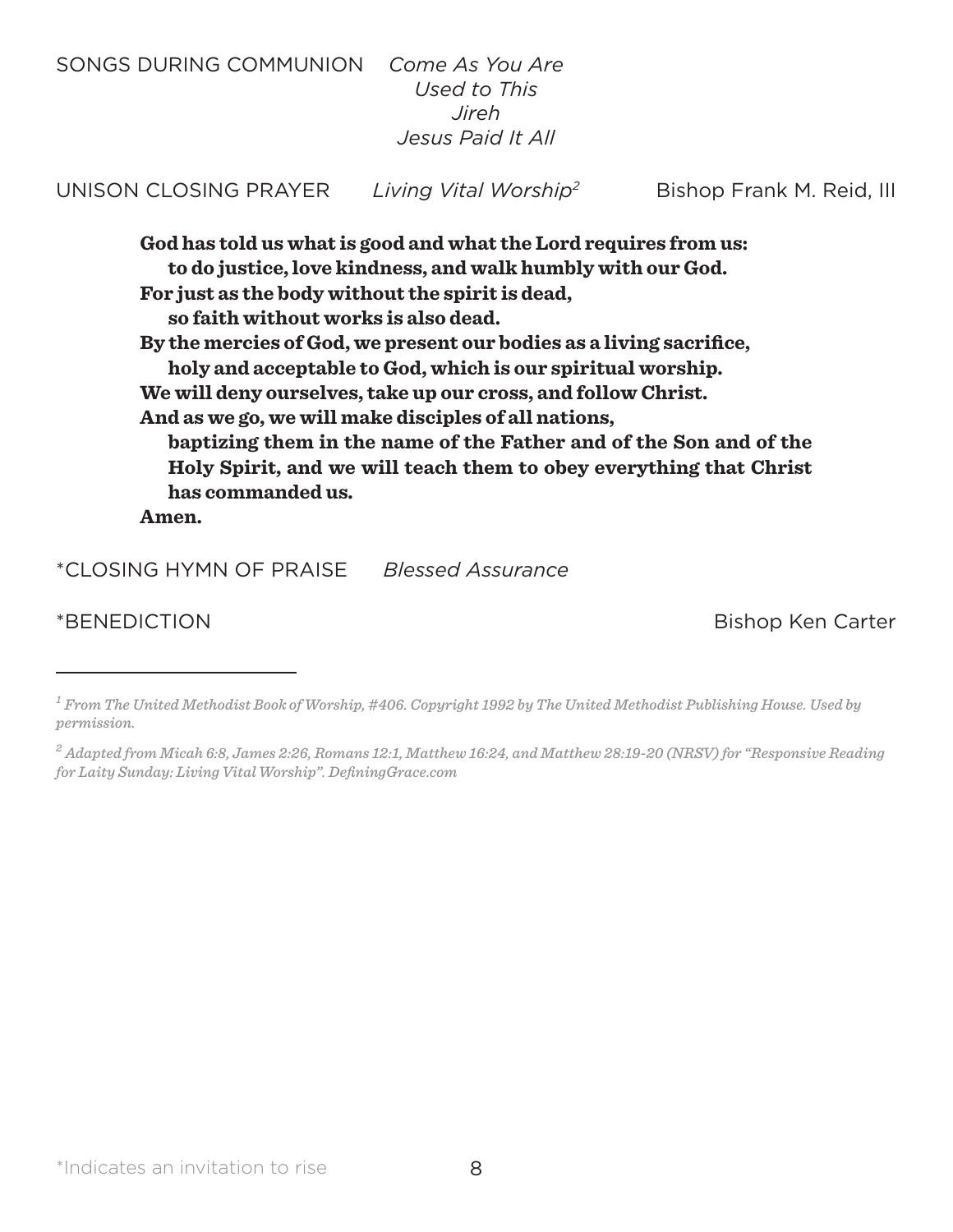SONGS DURING COMMUNION *Come As You Are*
*Used to This*
*Jireh*
*Jesus Paid It All*

UNISON CLOSING PRAYER *Living Vital Worship*[2] Bishop Frank M. Reid, III

**God has told us what is good and what the Lord requires from us:**
**to do justice, love kindness, and walk humbly with our God.**
**For just as the body without the spirit is dead,**
**so faith without works is also dead.**
**By the mercies of God, we present our bodies as a living sacrifice,**
**holy and acceptable to God, which is our spiritual worship.**
**We will deny ourselves, take up our cross, and follow Christ.**
**And as we go, we will make disciples of all nations,**
**baptizing them in the name of the Father and of the Son and of the Holy Spirit, and we will teach them to obey everything that Christ has commanded us.**
**Amen.**

*CLOSING HYMN OF PRAISE *Blessed Assurance*

*BENEDICTION Bishop Ken Carter

---

[1] *From The United Methodist Book of Worship, #406. Copyright 1992 by The United Methodist Publishing House. Used by permission.*

[2] *Adapted from Micah 6:8, James 2:26, Romans 12:1, Matthew 16:24, and Matthew 28:19-20 (NRSV) for "Responsive Reading for Laity Sunday: Living Vital Worship". DefiningGrace.com*

*Indicates an invitation to rise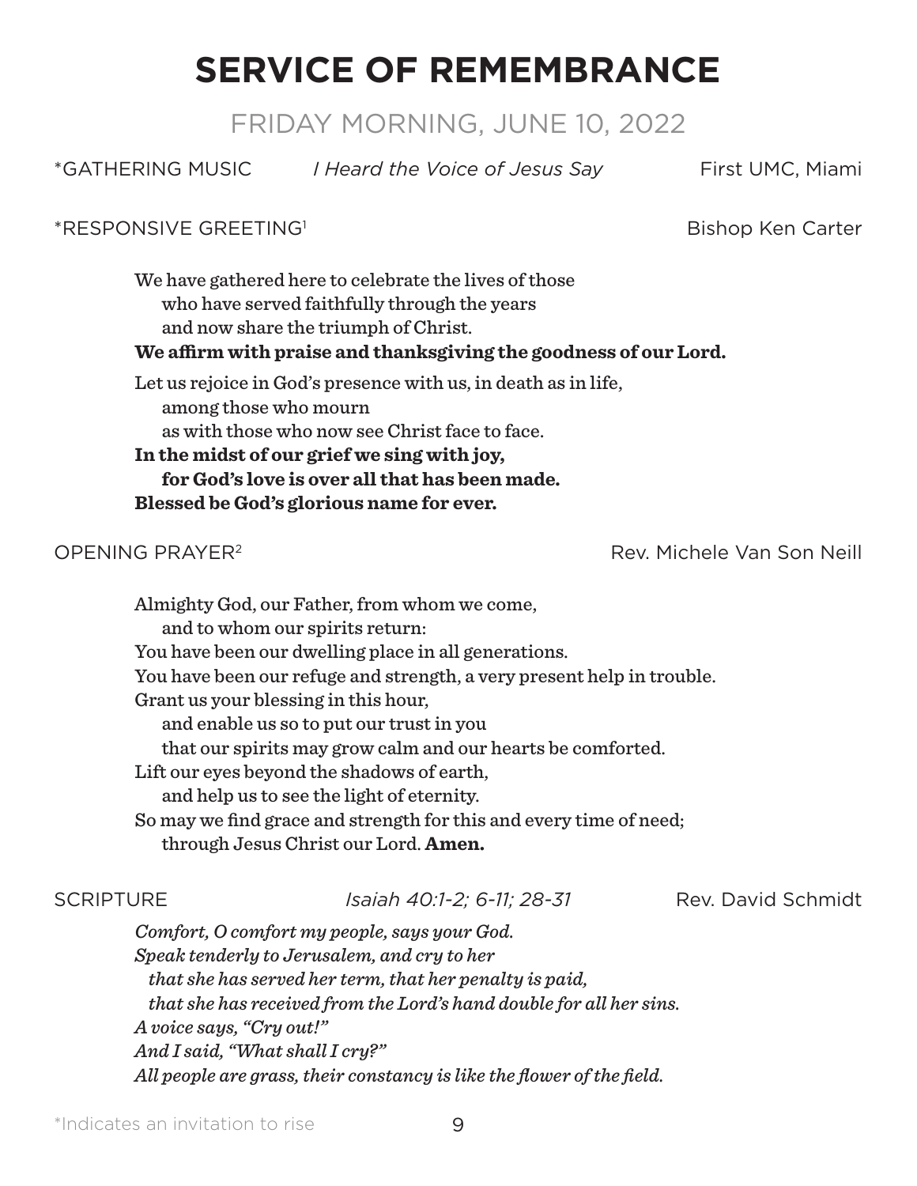# SERVICE OF REMEMBRANCE

## FRIDAY MORNING, JUNE 10, 2022

*GATHERING MUSIC — *I Heard the Voice of Jesus Say* — First UMC, Miami

*RESPONSIVE GREETING[1] — Bishop Ken Carter

We have gathered here to celebrate the lives of those
who have served faithfully through the years
and now share the triumph of Christ.
**We affirm with praise and thanksgiving the goodness of our Lord.**

Let us rejoice in God's presence with us, in death as in life,
among those who mourn
as with those who now see Christ face to face.
**In the midst of our grief we sing with joy,**
**for God's love is over all that has been made.**
**Blessed be God's glorious name for ever.**

OPENING PRAYER[2] — Rev. Michele Van Son Neill

Almighty God, our Father, from whom we come,
and to whom our spirits return:
You have been our dwelling place in all generations.
You have been our refuge and strength, a very present help in trouble.
Grant us your blessing in this hour,
and enable us so to put our trust in you
that our spirits may grow calm and our hearts be comforted.
Lift our eyes beyond the shadows of earth,
and help us to see the light of eternity.
So may we find grace and strength for this and every time of need;
through Jesus Christ our Lord. **Amen.**

SCRIPTURE — *Isaiah 40:1-2; 6-11; 28-31* — Rev. David Schmidt

*Comfort, O comfort my people, says your God.*
*Speak tenderly to Jerusalem, and cry to her*
*that she has served her term, that her penalty is paid,*
*that she has received from the Lord's hand double for all her sins.*
*A voice says, "Cry out!"*
*And I said, "What shall I cry?"*
*All people are grass, their constancy is like the flower of the field.*

*Indicates an invitation to rise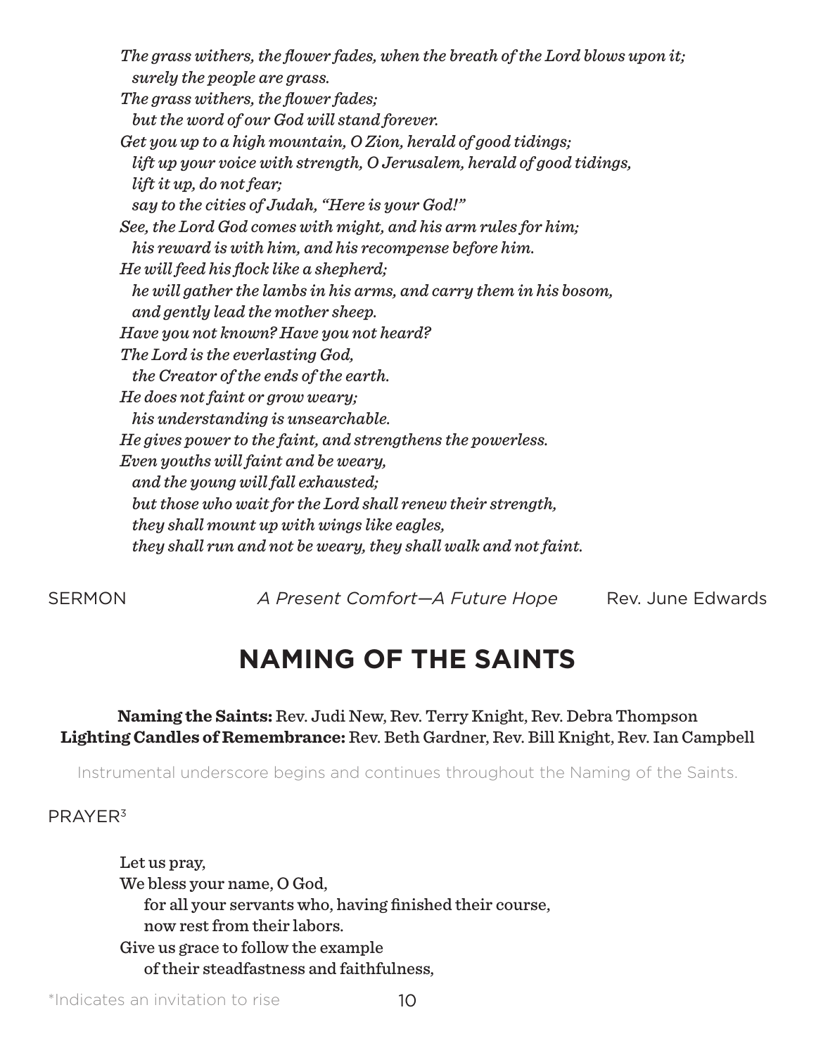*The grass withers, the flower fades, when the breath of the Lord blows upon it;*
*surely the people are grass.*
*The grass withers, the flower fades;*
*but the word of our God will stand forever.*
*Get you up to a high mountain, O Zion, herald of good tidings;*
*lift up your voice with strength, O Jerusalem, herald of good tidings,*
*lift it up, do not fear;*
*say to the cities of Judah, "Here is your God!"*
*See, the Lord God comes with might, and his arm rules for him;*
*his reward is with him, and his recompense before him.*
*He will feed his flock like a shepherd;*
*he will gather the lambs in his arms, and carry them in his bosom,*
*and gently lead the mother sheep.*
*Have you not known? Have you not heard?*
*The Lord is the everlasting God,*
*the Creator of the ends of the earth.*
*He does not faint or grow weary;*
*his understanding is unsearchable.*
*He gives power to the faint, and strengthens the powerless.*
*Even youths will faint and be weary,*
*and the young will fall exhausted;*
*but those who wait for the Lord shall renew their strength,*
*they shall mount up with wings like eagles,*
*they shall run and not be weary, they shall walk and not faint.*

SERMON *A Present Comfort—A Future Hope* Rev. June Edwards

## NAMING OF THE SAINTS

**Naming the Saints:** Rev. Judi New, Rev. Terry Knight, Rev. Debra Thompson
**Lighting Candles of Remembrance:** Rev. Beth Gardner, Rev. Bill Knight, Rev. Ian Campbell

Instrumental underscore begins and continues throughout the Naming of the Saints.

PRAYER[3]

Let us pray,
We bless your name, O God,
for all your servants who, having finished their course,
now rest from their labors.
Give us grace to follow the example
of their steadfastness and faithfulness,

*Indicates an invitation to rise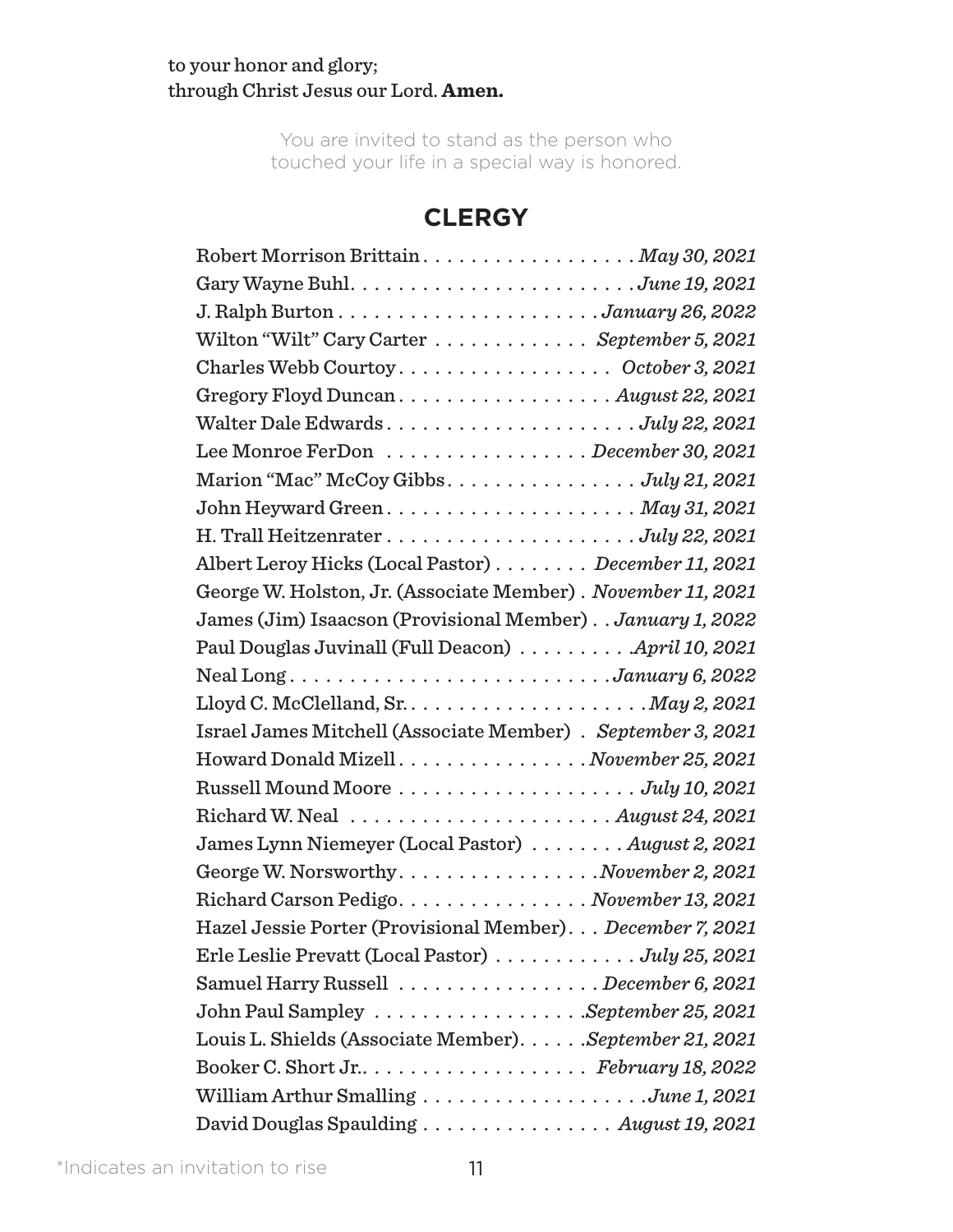to your honor and glory;
through Christ Jesus our Lord. **Amen.**

You are invited to stand as the person who touched your life in a special way is honored.

## CLERGY

| Name | Date |
|---|---|
| Robert Morrison Brittain | *May 30, 2021* |
| Gary Wayne Buhl | *June 19, 2021* |
| J. Ralph Burton | *January 26, 2022* |
| Wilton "Wilt" Cary Carter | *September 5, 2021* |
| Charles Webb Courtoy | *October 3, 2021* |
| Gregory Floyd Duncan | *August 22, 2021* |
| Walter Dale Edwards | *July 22, 2021* |
| Lee Monroe FerDon | *December 30, 2021* |
| Marion "Mac" McCoy Gibbs | *July 21, 2021* |
| John Heyward Green | *May 31, 2021* |
| H. Trall Heitzenrater | *July 22, 2021* |
| Albert Leroy Hicks (Local Pastor) | *December 11, 2021* |
| George W. Holston, Jr. (Associate Member) | *November 11, 2021* |
| James (Jim) Isaacson (Provisional Member) | *January 1, 2022* |
| Paul Douglas Juvinall (Full Deacon) | *April 10, 2021* |
| Neal Long | *January 6, 2022* |
| Lloyd C. McClelland, Sr. | *May 2, 2021* |
| Israel James Mitchell (Associate Member) | *September 3, 2021* |
| Howard Donald Mizell | *November 25, 2021* |
| Russell Mound Moore | *July 10, 2021* |
| Richard W. Neal | *August 24, 2021* |
| James Lynn Niemeyer (Local Pastor) | *August 2, 2021* |
| George W. Norsworthy | *November 2, 2021* |
| Richard Carson Pedigo | *November 13, 2021* |
| Hazel Jessie Porter (Provisional Member) | *December 7, 2021* |
| Erle Leslie Prevatt (Local Pastor) | *July 25, 2021* |
| Samuel Harry Russell | *December 6, 2021* |
| John Paul Sampley | *September 25, 2021* |
| Louis L. Shields (Associate Member) | *September 21, 2021* |
| Booker C. Short Jr. | *February 18, 2022* |
| William Arthur Smalling | *June 1, 2021* |
| David Douglas Spaulding | *August 19, 2021* |

*Indicates an invitation to rise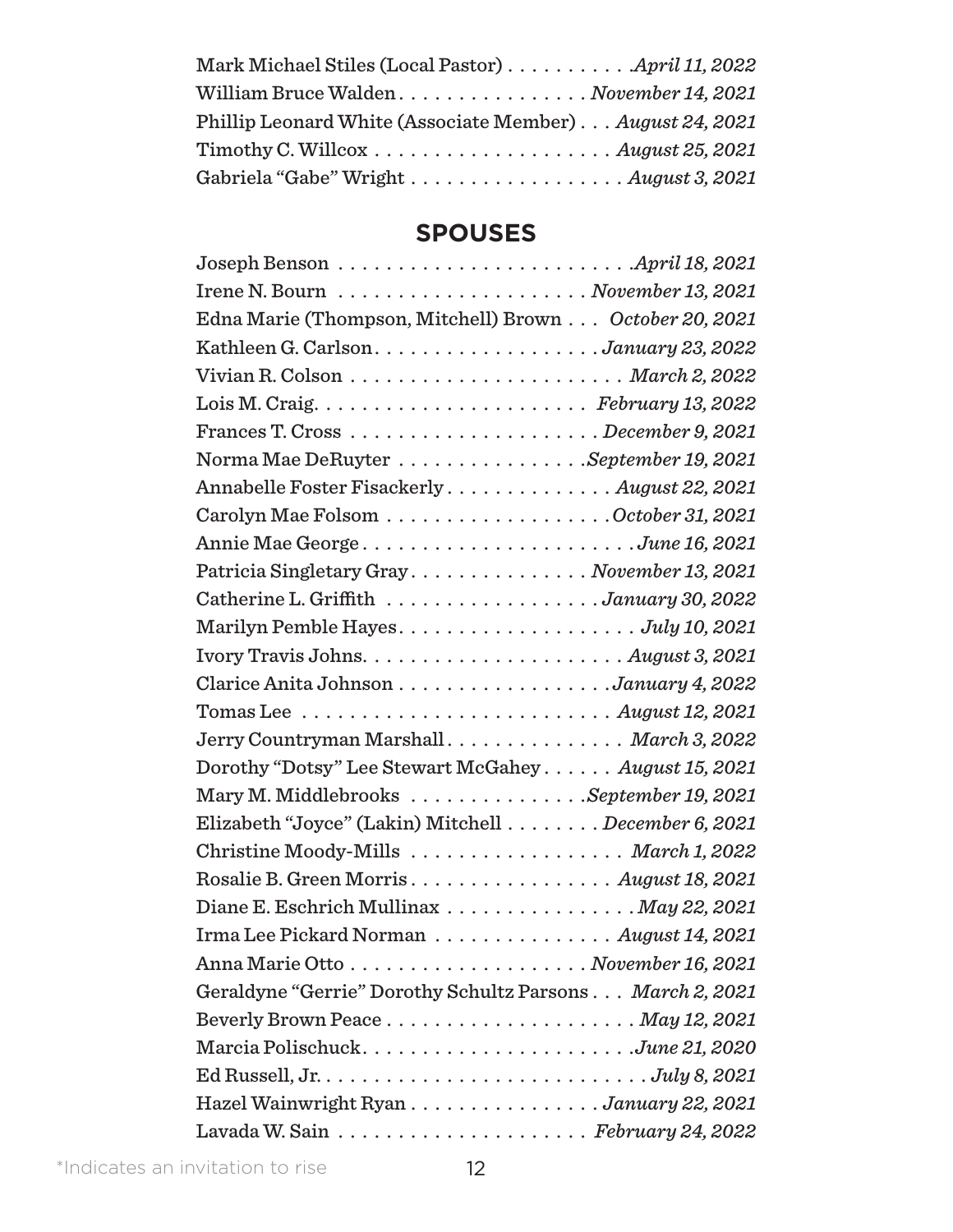Mark Michael Stiles (Local Pastor) . . . . . . . . . . *April 11, 2022*
William Bruce Walden . . . . . . . . . . . . . . . . *November 14, 2021*
Phillip Leonard White (Associate Member) . . . *August 24, 2021*
Timothy C. Willcox . . . . . . . . . . . . . . . . . . . *August 25, 2021*
Gabriela "Gabe" Wright . . . . . . . . . . . . . . . . . *August 3, 2021*

## SPOUSES

Joseph Benson . . . . . . . . . . . . . . . . . . . . . . . *April 18, 2021*
Irene N. Bourn . . . . . . . . . . . . . . . . . . . . *November 13, 2021*
Edna Marie (Thompson, Mitchell) Brown . . . *October 20, 2021*
Kathleen G. Carlson . . . . . . . . . . . . . . . . . . *January 23, 2022*
Vivian R. Colson . . . . . . . . . . . . . . . . . . . . . . *March 2, 2022*
Lois M. Craig . . . . . . . . . . . . . . . . . . . . . . *February 13, 2022*
Frances T. Cross . . . . . . . . . . . . . . . . . . . . *December 9, 2021*
Norma Mae DeRuyter . . . . . . . . . . . . . . . *September 19, 2021*
Annabelle Foster Fisackerly . . . . . . . . . . . . . *August 22, 2021*
Carolyn Mae Folsom . . . . . . . . . . . . . . . . . . *October 31, 2021*
Annie Mae George . . . . . . . . . . . . . . . . . . . . . . *June 16, 2021*
Patricia Singletary Gray . . . . . . . . . . . . . . *November 13, 2021*
Catherine L. Griffith . . . . . . . . . . . . . . . . . *January 30, 2022*
Marilyn Pemble Hayes . . . . . . . . . . . . . . . . . . . *July 10, 2021*
Ivory Travis Johns . . . . . . . . . . . . . . . . . . . . . *August 3, 2021*
Clarice Anita Johnson . . . . . . . . . . . . . . . . . *January 4, 2022*
Tomas Lee . . . . . . . . . . . . . . . . . . . . . . . . . *August 12, 2021*
Jerry Countryman Marshall . . . . . . . . . . . . . . *March 3, 2022*
Dorothy "Dotsy" Lee Stewart McGahey . . . . . . *August 15, 2021*
Mary M. Middlebrooks . . . . . . . . . . . . . . *September 19, 2021*
Elizabeth "Joyce" (Lakin) Mitchell . . . . . . . . *December 6, 2021*
Christine Moody-Mills . . . . . . . . . . . . . . . . . . *March 1, 2022*
Rosalie B. Green Morris . . . . . . . . . . . . . . . . *August 18, 2021*
Diane E. Eschrich Mullinax . . . . . . . . . . . . . . . *May 22, 2021*
Irma Lee Pickard Norman . . . . . . . . . . . . . . *August 14, 2021*
Anna Marie Otto . . . . . . . . . . . . . . . . . . . *November 16, 2021*
Geraldyne "Gerrie" Dorothy Schultz Parsons . . . *March 2, 2021*
Beverly Brown Peace . . . . . . . . . . . . . . . . . . . . *May 12, 2021*
Marcia Polischuck . . . . . . . . . . . . . . . . . . . . . . *June 21, 2020*
Ed Russell, Jr. . . . . . . . . . . . . . . . . . . . . . . . . . . *July 8, 2021*
Hazel Wainwright Ryan . . . . . . . . . . . . . . . . *January 22, 2021*
Lavada W. Sain . . . . . . . . . . . . . . . . . . . . *February 24, 2022*

*Indicates an invitation to rise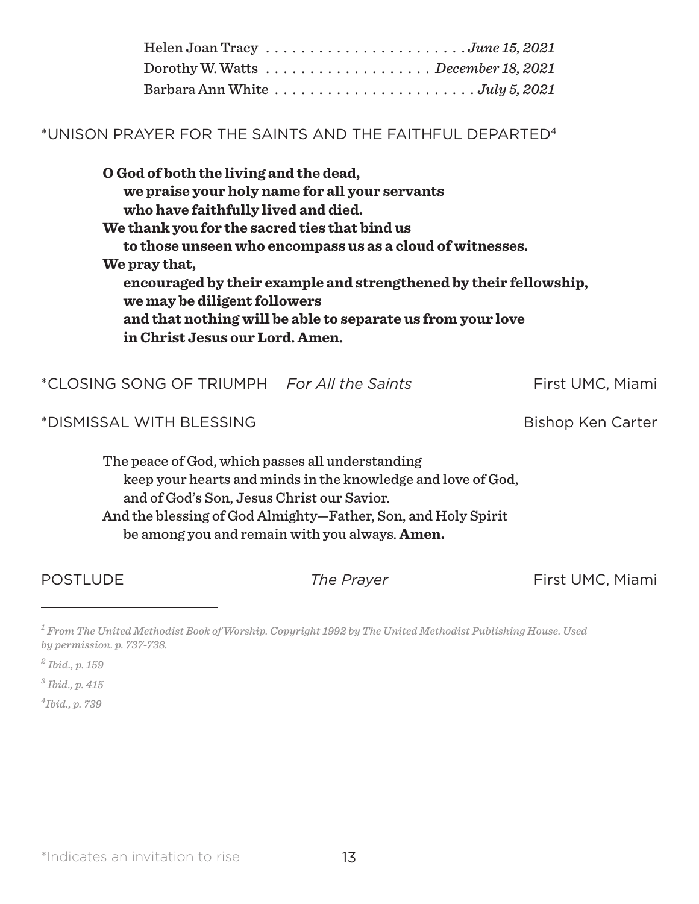Helen Joan Tracy . . . . . . . . . . . . . . . . . . . . . . *June 15, 2021*
Dorothy W. Watts . . . . . . . . . . . . . . . . . . . *December 18, 2021*
Barbara Ann White . . . . . . . . . . . . . . . . . . . . . . . *July 5, 2021*

*UNISON PRAYER FOR THE SAINTS AND THE FAITHFUL DEPARTED[4]

**O God of both the living and the dead,**
**we praise your holy name for all your servants**
**who have faithfully lived and died.**
**We thank you for the sacred ties that bind us**
**to those unseen who encompass us as a cloud of witnesses.**
**We pray that,**
**encouraged by their example and strengthened by their fellowship,**
**we may be diligent followers**
**and that nothing will be able to separate us from your love**
**in Christ Jesus our Lord. Amen.**

*CLOSING SONG OF TRIUMPH *For All the Saints* First UMC, Miami

*DISMISSAL WITH BLESSING Bishop Ken Carter

The peace of God, which passes all understanding
keep your hearts and minds in the knowledge and love of God,
and of God's Son, Jesus Christ our Savior.
And the blessing of God Almighty—Father, Son, and Holy Spirit
be among you and remain with you always. **Amen.**

POSTLUDE *The Prayer* First UMC, Miami

---

[1] *From The United Methodist Book of Worship. Copyright 1992 by The United Methodist Publishing House. Used by permission. p. 737-738.*

[2] *Ibid., p. 159*

[3] *Ibid., p. 415*

[4] *Ibid., p. 739*

*Indicates an invitation to rise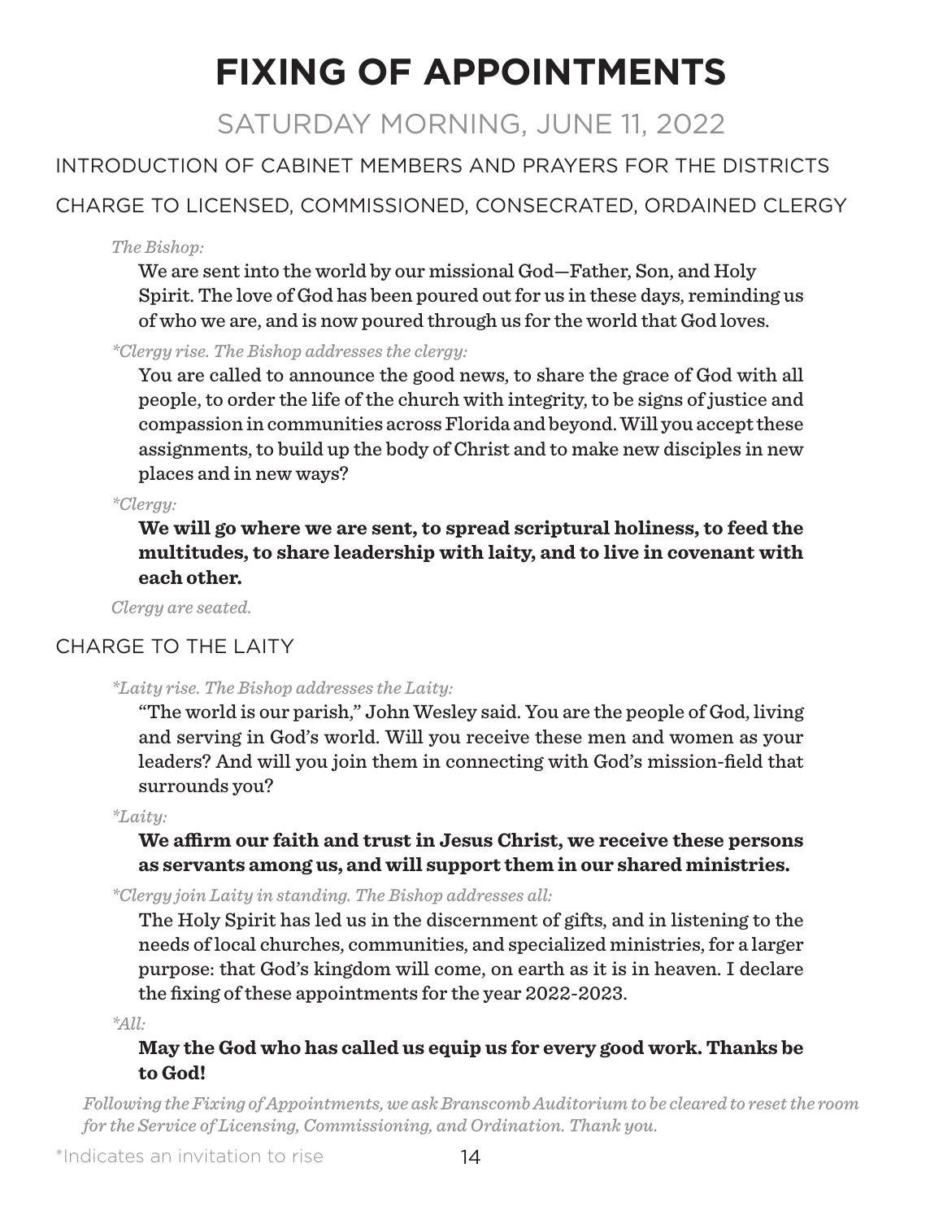# FIXING OF APPOINTMENTS

## SATURDAY MORNING, JUNE 11, 2022

### INTRODUCTION OF CABINET MEMBERS AND PRAYERS FOR THE DISTRICTS

### CHARGE TO LICENSED, COMMISSIONED, CONSECRATED, ORDAINED CLERGY

*The Bishop:*

We are sent into the world by our missional God—Father, Son, and Holy Spirit. The love of God has been poured out for us in these days, reminding us of who we are, and is now poured through us for the world that God loves.

*\*Clergy rise. The Bishop addresses the clergy:*

You are called to announce the good news, to share the grace of God with all people, to order the life of the church with integrity, to be signs of justice and compassion in communities across Florida and beyond. Will you accept these assignments, to build up the body of Christ and to make new disciples in new places and in new ways?

*\*Clergy:*

**We will go where we are sent, to spread scriptural holiness, to feed the multitudes, to share leadership with laity, and to live in covenant with each other.**

*Clergy are seated.*

### CHARGE TO THE LAITY

*\*Laity rise. The Bishop addresses the Laity:*

"The world is our parish," John Wesley said. You are the people of God, living and serving in God's world. Will you receive these men and women as your leaders? And will you join them in connecting with God's mission-field that surrounds you?

*\*Laity:*

**We affirm our faith and trust in Jesus Christ, we receive these persons as servants among us, and will support them in our shared ministries.**

*\*Clergy join Laity in standing. The Bishop addresses all:*

The Holy Spirit has led us in the discernment of gifts, and in listening to the needs of local churches, communities, and specialized ministries, for a larger purpose: that God's kingdom will come, on earth as it is in heaven. I declare the fixing of these appointments for the year 2022-2023.

*\*All:*

**May the God who has called us equip us for every good work. Thanks be to God!**

*Following the Fixing of Appointments, we ask Branscomb Auditorium to be cleared to reset the room for the Service of Licensing, Commissioning, and Ordination. Thank you.*

\*Indicates an invitation to rise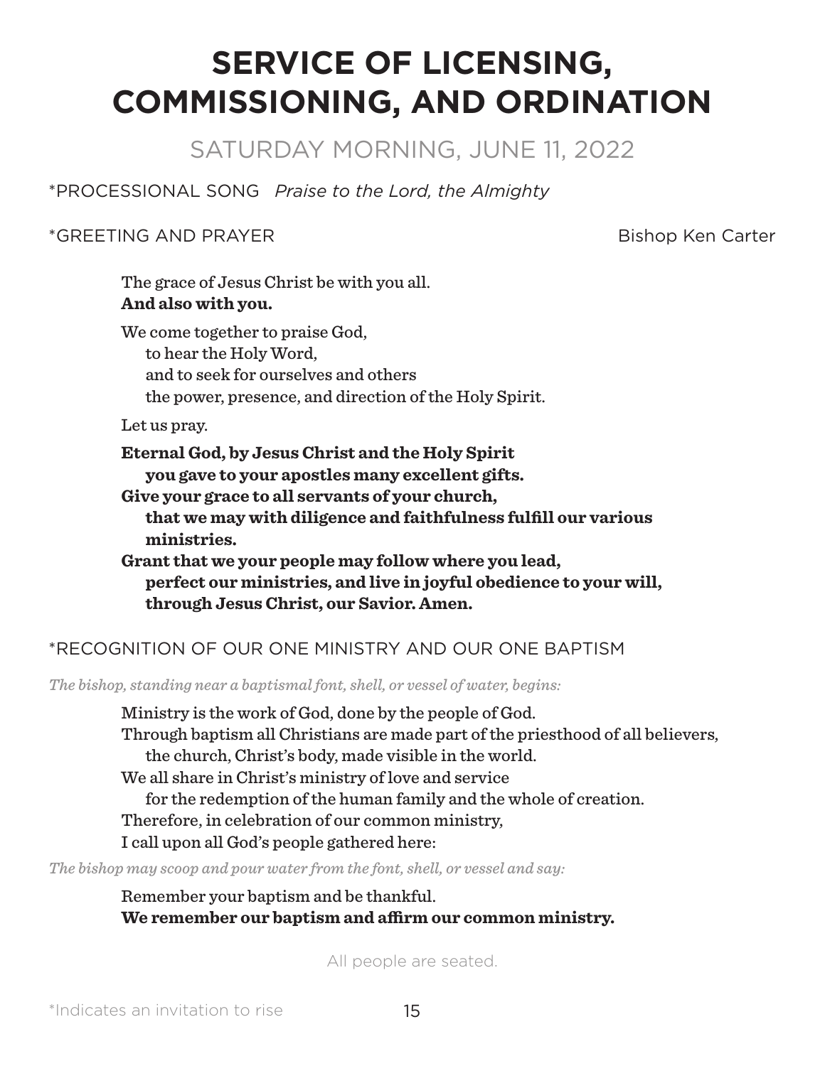# SERVICE OF LICENSING, COMMISSIONING, AND ORDINATION

## SATURDAY MORNING, JUNE 11, 2022

*PROCESSIONAL SONG *Praise to the Lord, the Almighty*

*GREETING AND PRAYER — Bishop Ken Carter

The grace of Jesus Christ be with you all.
**And also with you.**

We come together to praise God,
to hear the Holy Word,
and to seek for ourselves and others
the power, presence, and direction of the Holy Spirit.

Let us pray.

**Eternal God, by Jesus Christ and the Holy Spirit**
**you gave to your apostles many excellent gifts.**
**Give your grace to all servants of your church,**
**that we may with diligence and faithfulness fulfill our various ministries.**
**Grant that we your people may follow where you lead,**
**perfect our ministries, and live in joyful obedience to your will,**
**through Jesus Christ, our Savior. Amen.**

*RECOGNITION OF OUR ONE MINISTRY AND OUR ONE BAPTISM

*The bishop, standing near a baptismal font, shell, or vessel of water, begins:*

Ministry is the work of God, done by the people of God.
Through baptism all Christians are made part of the priesthood of all believers,
the church, Christ's body, made visible in the world.
We all share in Christ's ministry of love and service
for the redemption of the human family and the whole of creation.
Therefore, in celebration of our common ministry,
I call upon all God's people gathered here:

*The bishop may scoop and pour water from the font, shell, or vessel and say:*

Remember your baptism and be thankful.
**We remember our baptism and affirm our common ministry.**

All people are seated.

*Indicates an invitation to rise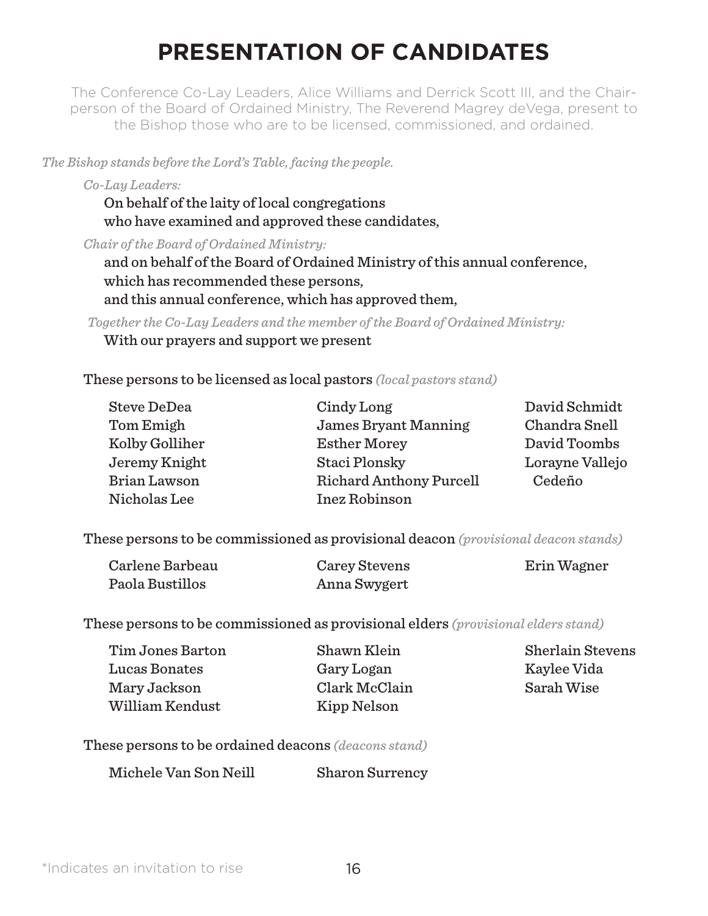# PRESENTATION OF CANDIDATES

The Conference Co-Lay Leaders, Alice Williams and Derrick Scott III, and the Chairperson of the Board of Ordained Ministry, The Reverend Magrey deVega, present to the Bishop those who are to be licensed, commissioned, and ordained.

*The Bishop stands before the Lord's Table, facing the people.*

*Co-Lay Leaders:*

On behalf of the laity of local congregations
who have examined and approved these candidates,

*Chair of the Board of Ordained Ministry:*

and on behalf of the Board of Ordained Ministry of this annual conference,
which has recommended these persons,
and this annual conference, which has approved them,

*Together the Co-Lay Leaders and the member of the Board of Ordained Ministry:*

With our prayers and support we present

These persons to be licensed as local pastors *(local pastors stand)*

Steve DeDea
Tom Emigh
Kolby Golliher
Jeremy Knight
Brian Lawson
Nicholas Lee
Cindy Long
James Bryant Manning
Esther Morey
Staci Plonsky
Richard Anthony Purcell
Inez Robinson
David Schmidt
Chandra Snell
David Toombs
Lorayne Vallejo Cedeño

These persons to be commissioned as provisional deacon *(provisional deacon stands)*

Carlene Barbeau
Paola Bustillos
Carey Stevens
Anna Swygert
Erin Wagner

These persons to be commissioned as provisional elders *(provisional elders stand)*

Tim Jones Barton
Lucas Bonates
Mary Jackson
William Kendust
Shawn Klein
Gary Logan
Clark McClain
Kipp Nelson
Sherlain Stevens
Kaylee Vida
Sarah Wise

These persons to be ordained deacons *(deacons stand)*

Michele Van Son Neill
Sharon Surrency

*Indicates an invitation to rise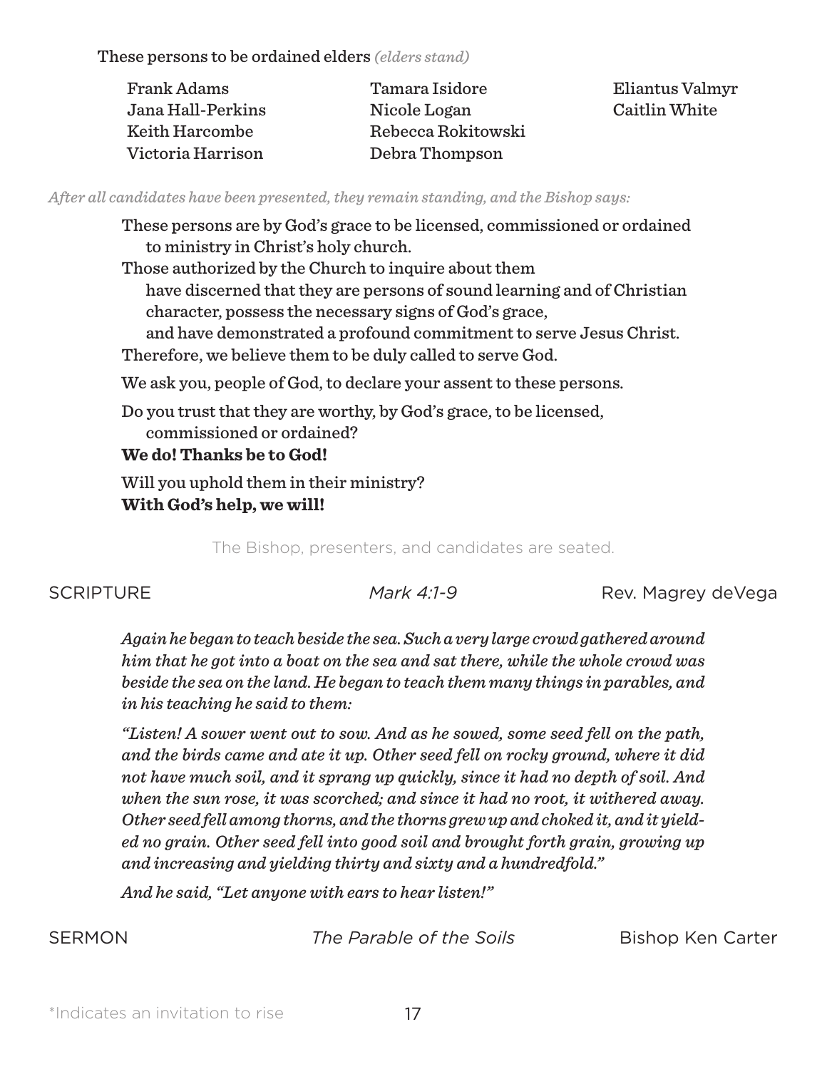These persons to be ordained elders *(elders stand)*

Frank Adams
Jana Hall-Perkins
Keith Harcombe
Victoria Harrison
Tamara Isidore
Nicole Logan
Rebecca Rokitowski
Debra Thompson
Eliantus Valmyr
Caitlin White

*After all candidates have been presented, they remain standing, and the Bishop says:*

These persons are by God's grace to be licensed, commissioned or ordained to ministry in Christ's holy church.
Those authorized by the Church to inquire about them have discerned that they are persons of sound learning and of Christian character, possess the necessary signs of God's grace, and have demonstrated a profound commitment to serve Jesus Christ.
Therefore, we believe them to be duly called to serve God.

We ask you, people of God, to declare your assent to these persons.

Do you trust that they are worthy, by God's grace, to be licensed, commissioned or ordained?
**We do! Thanks be to God!**

Will you uphold them in their ministry?
**With God's help, we will!**

The Bishop, presenters, and candidates are seated.

SCRIPTURE *Mark 4:1-9* Rev. Magrey deVega

*Again he began to teach beside the sea. Such a very large crowd gathered around him that he got into a boat on the sea and sat there, while the whole crowd was beside the sea on the land. He began to teach them many things in parables, and in his teaching he said to them:*

*"Listen! A sower went out to sow. And as he sowed, some seed fell on the path, and the birds came and ate it up. Other seed fell on rocky ground, where it did not have much soil, and it sprang up quickly, since it had no depth of soil. And when the sun rose, it was scorched; and since it had no root, it withered away. Other seed fell among thorns, and the thorns grew up and choked it, and it yielded no grain. Other seed fell into good soil and brought forth grain, growing up and increasing and yielding thirty and sixty and a hundredfold."*

*And he said, "Let anyone with ears to hear listen!"*

SERMON *The Parable of the Soils* Bishop Ken Carter

*Indicates an invitation to rise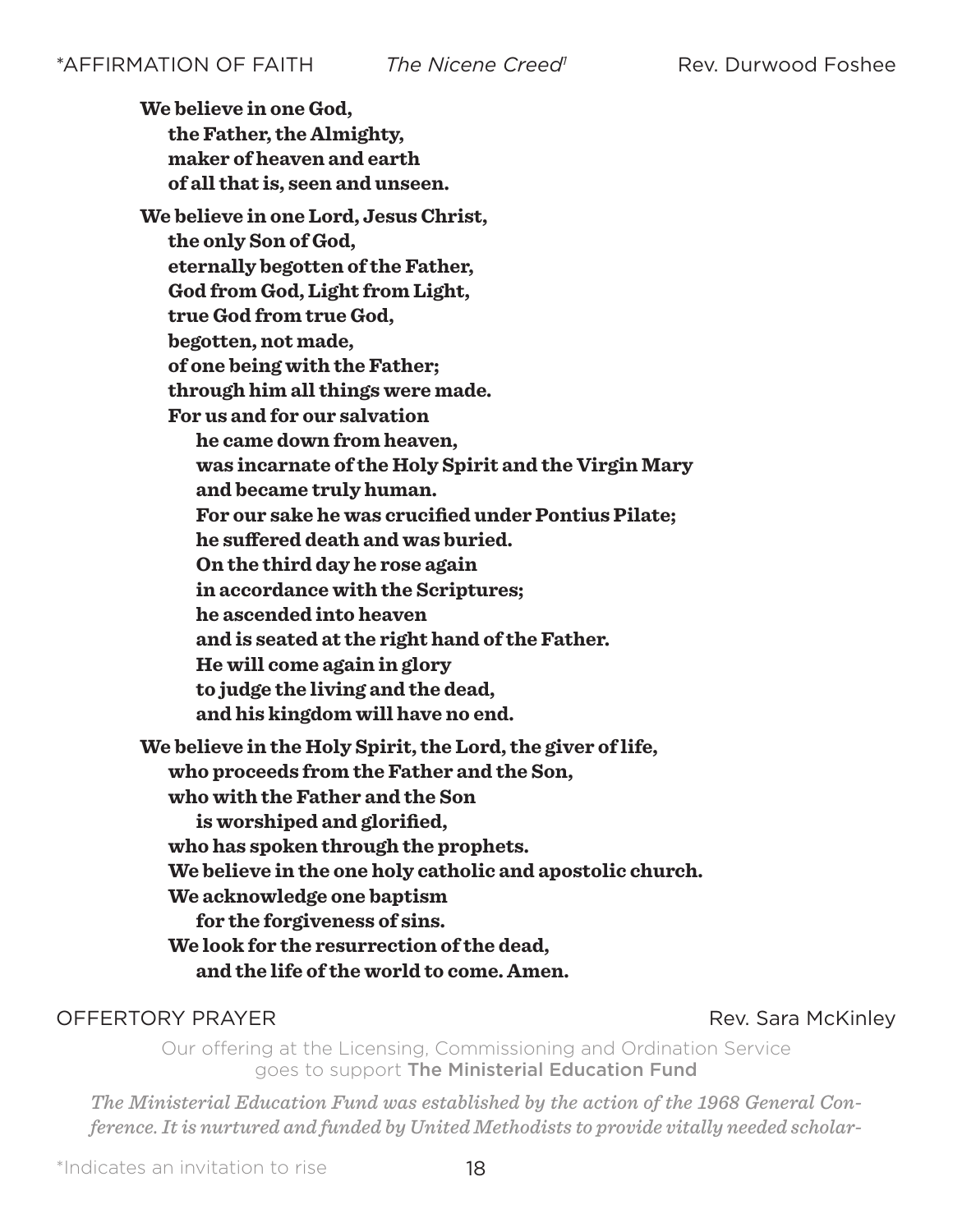*AFFIRMATION OF FAITH *The Nicene Creed*[1] Rev. Durwood Foshee

**We believe in one God,**
**the Father, the Almighty,**
**maker of heaven and earth**
**of all that is, seen and unseen.**

**We believe in one Lord, Jesus Christ,**
**the only Son of God,**
**eternally begotten of the Father,**
**God from God, Light from Light,**
**true God from true God,**
**begotten, not made,**
**of one being with the Father;**
**through him all things were made.**
**For us and for our salvation**
**he came down from heaven,**
**was incarnate of the Holy Spirit and the Virgin Mary**
**and became truly human.**
**For our sake he was crucified under Pontius Pilate;**
**he suffered death and was buried.**
**On the third day he rose again**
**in accordance with the Scriptures;**
**he ascended into heaven**
**and is seated at the right hand of the Father.**
**He will come again in glory**
**to judge the living and the dead,**
**and his kingdom will have no end.**

**We believe in the Holy Spirit, the Lord, the giver of life,**
**who proceeds from the Father and the Son,**
**who with the Father and the Son**
**is worshiped and glorified,**
**who has spoken through the prophets.**
**We believe in the one holy catholic and apostolic church.**
**We acknowledge one baptism**
**for the forgiveness of sins.**
**We look for the resurrection of the dead,**
**and the life of the world to come. Amen.**

OFFERTORY PRAYER Rev. Sara McKinley

Our offering at the Licensing, Commissioning and Ordination Service goes to support The Ministerial Education Fund

*The Ministerial Education Fund was established by the action of the 1968 General Conference. It is nurtured and funded by United Methodists to provide vitally needed scholar-*

*Indicates an invitation to rise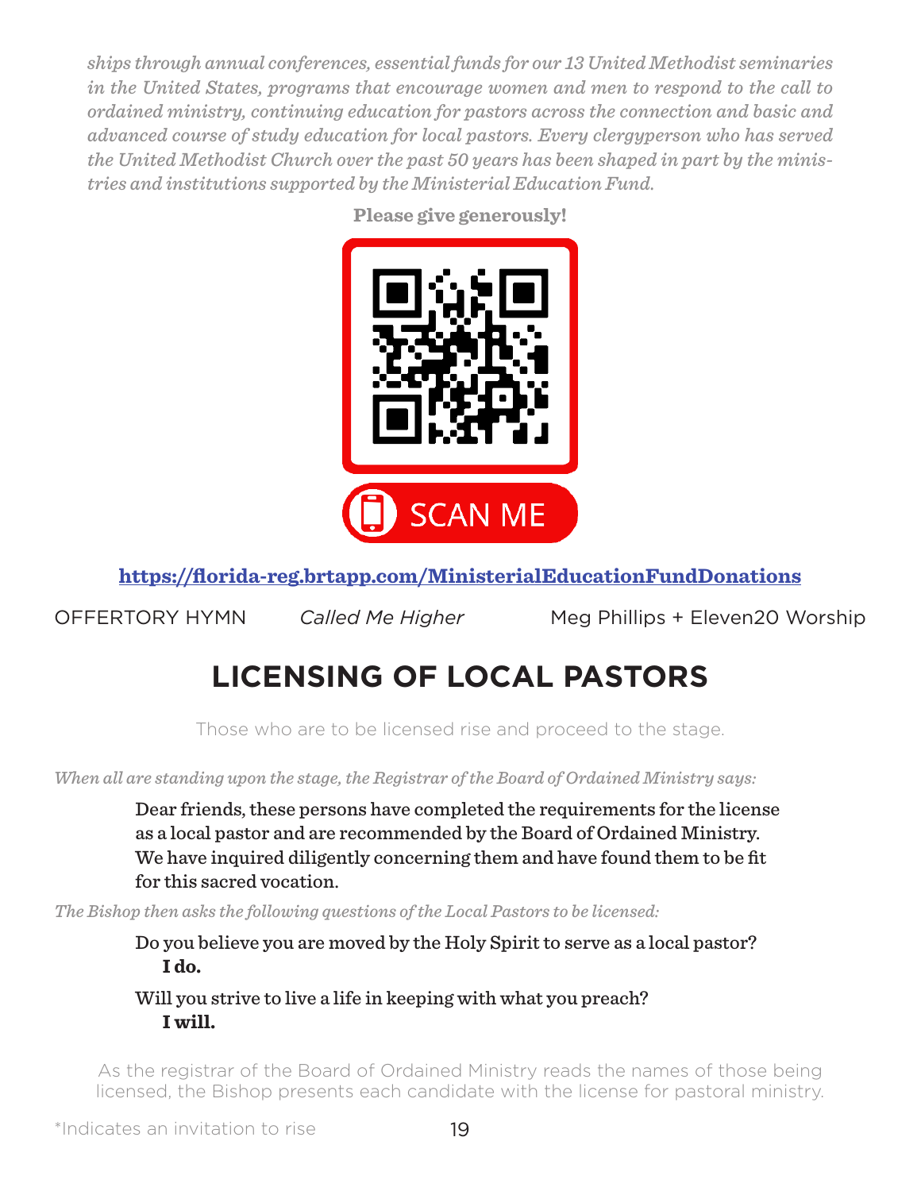*ships through annual conferences, essential funds for our 13 United Methodist seminaries in the United States, programs that encourage women and men to respond to the call to ordained ministry, continuing education for pastors across the connection and basic and advanced course of study education for local pastors. Every clergyperson who has served the United Methodist Church over the past 50 years has been shaped in part by the ministries and institutions supported by the Ministerial Education Fund.*

**Please give generously!**

SCAN ME

**https://florida-reg.brtapp.com/MinisterialEducationFundDonations**

OFFERTORY HYMN *Called Me Higher* Meg Phillips + Eleven20 Worship

## LICENSING OF LOCAL PASTORS

Those who are to be licensed rise and proceed to the stage.

*When all are standing upon the stage, the Registrar of the Board of Ordained Ministry says:*

Dear friends, these persons have completed the requirements for the license as a local pastor and are recommended by the Board of Ordained Ministry. We have inquired diligently concerning them and have found them to be fit for this sacred vocation.

*The Bishop then asks the following questions of the Local Pastors to be licensed:*

Do you believe you are moved by the Holy Spirit to serve as a local pastor?
**I do.**

Will you strive to live a life in keeping with what you preach?
**I will.**

As the registrar of the Board of Ordained Ministry reads the names of those being licensed, the Bishop presents each candidate with the license for pastoral ministry.

*Indicates an invitation to rise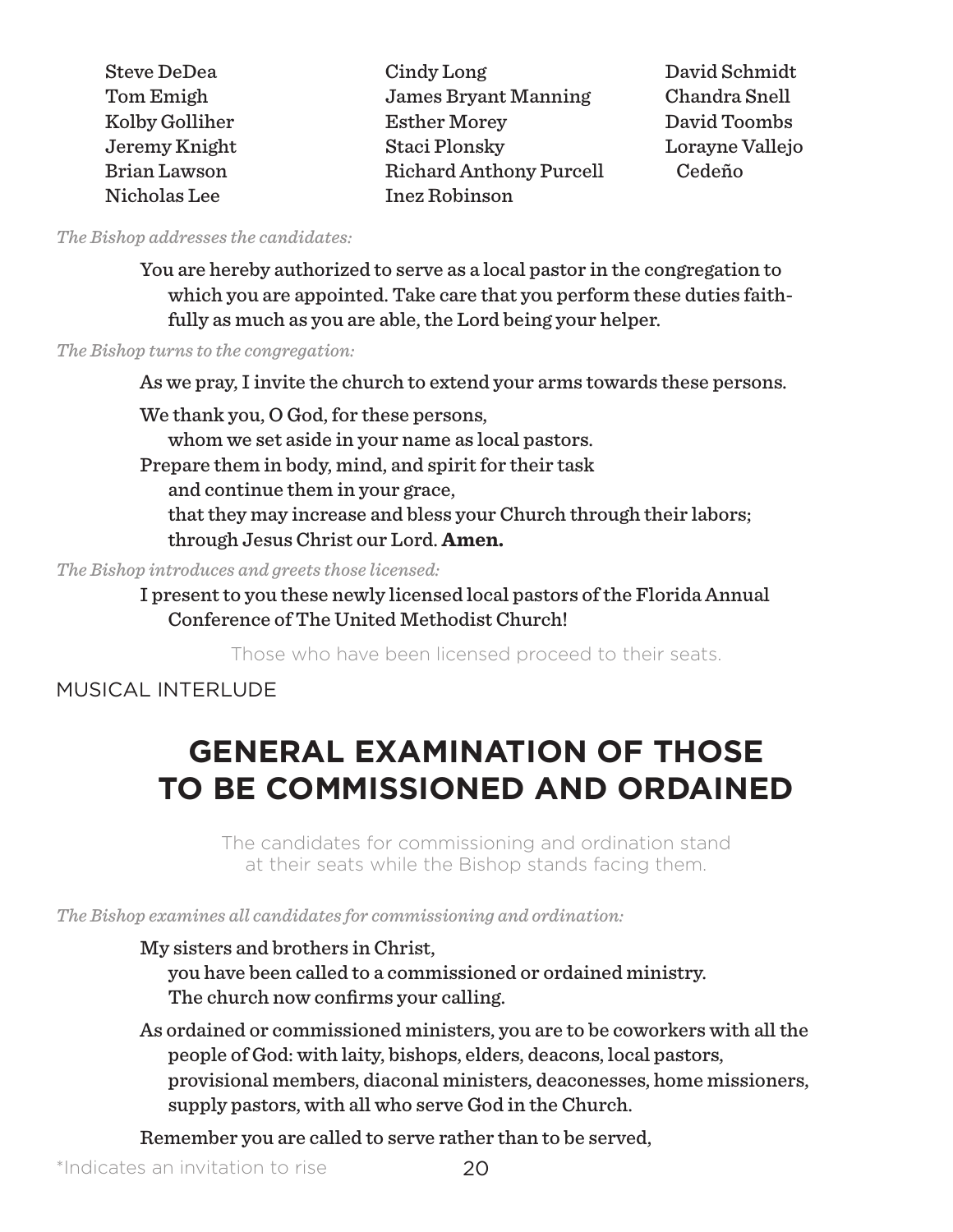Steve DeDea
Tom Emigh
Kolby Golliher
Jeremy Knight
Brian Lawson
Nicholas Lee
Cindy Long
James Bryant Manning
Esther Morey
Staci Plonsky
Richard Anthony Purcell
Inez Robinson
David Schmidt
Chandra Snell
David Toombs
Lorayne Vallejo Cedeño

*The Bishop addresses the candidates:*

You are hereby authorized to serve as a local pastor in the congregation to which you are appointed. Take care that you perform these duties faithfully as much as you are able, the Lord being your helper.

*The Bishop turns to the congregation:*

As we pray, I invite the church to extend your arms towards these persons.

We thank you, O God, for these persons,
whom we set aside in your name as local pastors.
Prepare them in body, mind, and spirit for their task
and continue them in your grace,
that they may increase and bless your Church through their labors;
through Jesus Christ our Lord. **Amen.**

*The Bishop introduces and greets those licensed:*

I present to you these newly licensed local pastors of the Florida Annual Conference of The United Methodist Church!

Those who have been licensed proceed to their seats.

MUSICAL INTERLUDE

# GENERAL EXAMINATION OF THOSE TO BE COMMISSIONED AND ORDAINED

The candidates for commissioning and ordination stand at their seats while the Bishop stands facing them.

*The Bishop examines all candidates for commissioning and ordination:*

My sisters and brothers in Christ,
you have been called to a commissioned or ordained ministry.
The church now confirms your calling.

As ordained or commissioned ministers, you are to be coworkers with all the people of God: with laity, bishops, elders, deacons, local pastors, provisional members, diaconal ministers, deaconesses, home missioners, supply pastors, with all who serve God in the Church.

Remember you are called to serve rather than to be served,

*Indicates an invitation to rise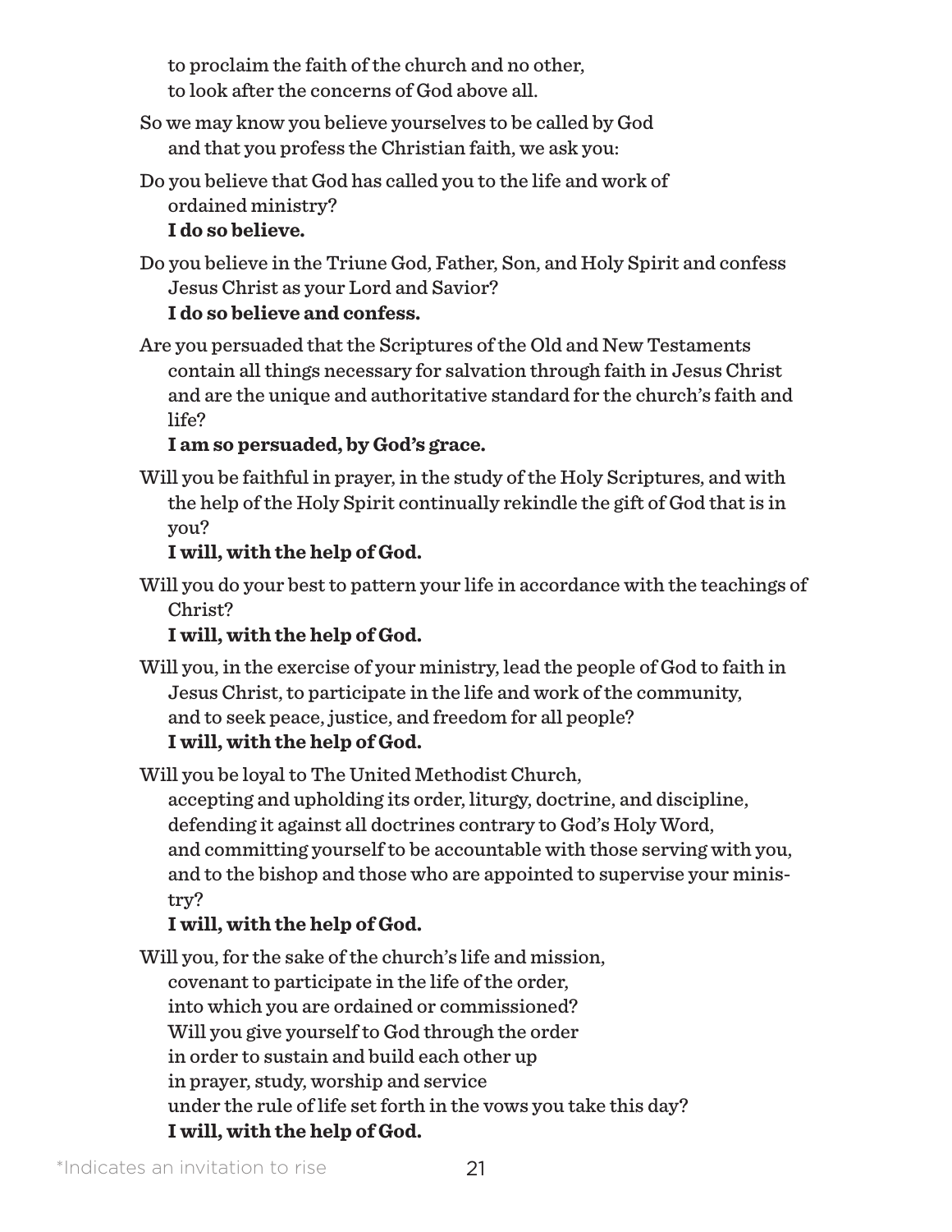to proclaim the faith of the church and no other,
to look after the concerns of God above all.

So we may know you believe yourselves to be called by God
and that you profess the Christian faith, we ask you:

Do you believe that God has called you to the life and work of
ordained ministry?
**I do so believe.**

Do you believe in the Triune God, Father, Son, and Holy Spirit and confess
Jesus Christ as your Lord and Savior?
**I do so believe and confess.**

Are you persuaded that the Scriptures of the Old and New Testaments
contain all things necessary for salvation through faith in Jesus Christ
and are the unique and authoritative standard for the church's faith and
life?
**I am so persuaded, by God's grace.**

Will you be faithful in prayer, in the study of the Holy Scriptures, and with
the help of the Holy Spirit continually rekindle the gift of God that is in
you?
**I will, with the help of God.**

Will you do your best to pattern your life in accordance with the teachings of
Christ?
**I will, with the help of God.**

Will you, in the exercise of your ministry, lead the people of God to faith in
Jesus Christ, to participate in the life and work of the community,
and to seek peace, justice, and freedom for all people?
**I will, with the help of God.**

Will you be loyal to The United Methodist Church,
accepting and upholding its order, liturgy, doctrine, and discipline,
defending it against all doctrines contrary to God's Holy Word,
and committing yourself to be accountable with those serving with you,
and to the bishop and those who are appointed to supervise your ministry?
**I will, with the help of God.**

Will you, for the sake of the church's life and mission,
covenant to participate in the life of the order,
into which you are ordained or commissioned?
Will you give yourself to God through the order
in order to sustain and build each other up
in prayer, study, worship and service
under the rule of life set forth in the vows you take this day?
**I will, with the help of God.**

*Indicates an invitation to rise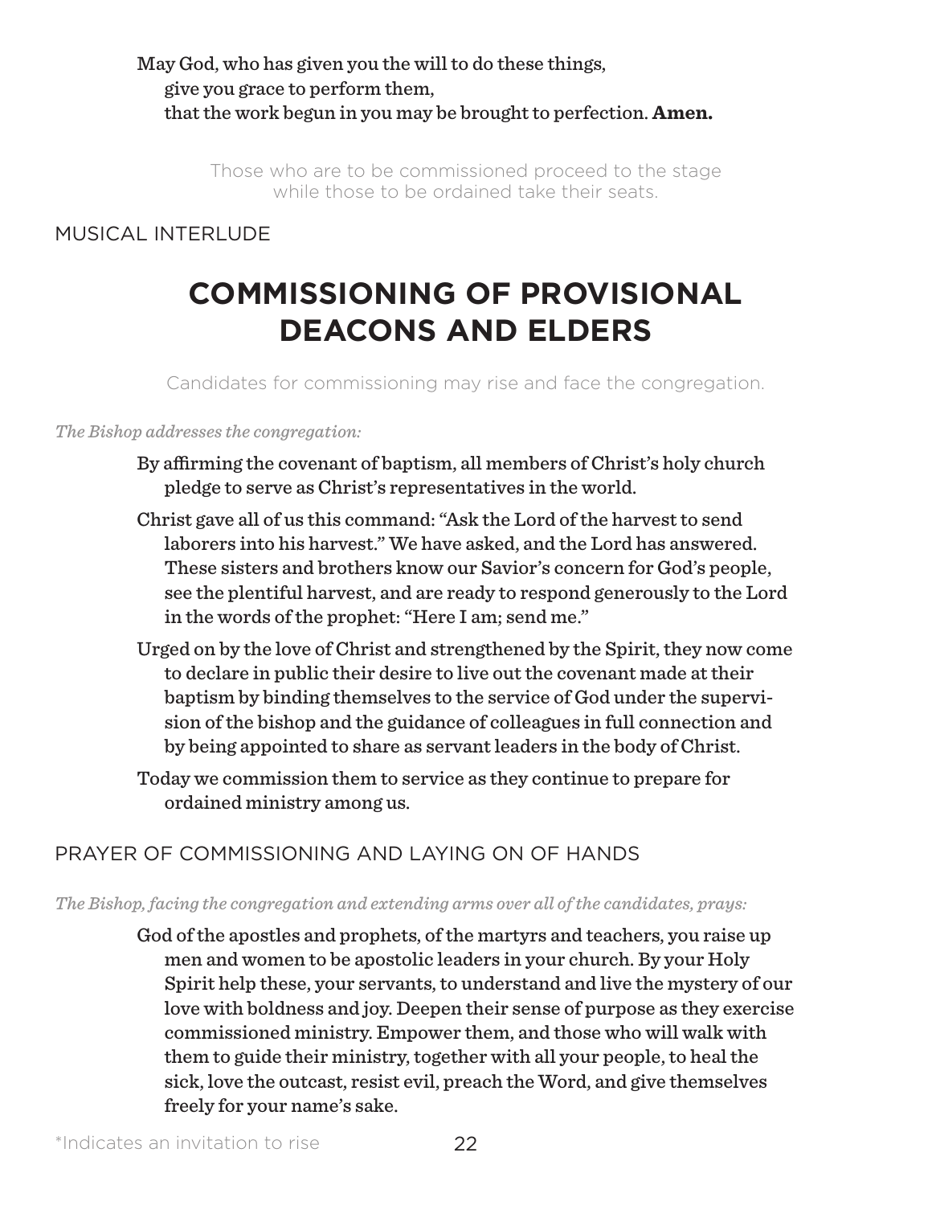May God, who has given you the will to do these things,
give you grace to perform them,
that the work begun in you may be brought to perfection. **Amen.**

Those who are to be commissioned proceed to the stage while those to be ordained take their seats.

MUSICAL INTERLUDE

# COMMISSIONING OF PROVISIONAL DEACONS AND ELDERS

Candidates for commissioning may rise and face the congregation.

*The Bishop addresses the congregation:*

By affirming the covenant of baptism, all members of Christ's holy church pledge to serve as Christ's representatives in the world.

Christ gave all of us this command: "Ask the Lord of the harvest to send laborers into his harvest." We have asked, and the Lord has answered. These sisters and brothers know our Savior's concern for God's people, see the plentiful harvest, and are ready to respond generously to the Lord in the words of the prophet: "Here I am; send me."

Urged on by the love of Christ and strengthened by the Spirit, they now come to declare in public their desire to live out the covenant made at their baptism by binding themselves to the service of God under the supervision of the bishop and the guidance of colleagues in full connection and by being appointed to share as servant leaders in the body of Christ.

Today we commission them to service as they continue to prepare for ordained ministry among us.

## PRAYER OF COMMISSIONING AND LAYING ON OF HANDS

*The Bishop, facing the congregation and extending arms over all of the candidates, prays:*

God of the apostles and prophets, of the martyrs and teachers, you raise up men and women to be apostolic leaders in your church. By your Holy Spirit help these, your servants, to understand and live the mystery of our love with boldness and joy. Deepen their sense of purpose as they exercise commissioned ministry. Empower them, and those who will walk with them to guide their ministry, together with all your people, to heal the sick, love the outcast, resist evil, preach the Word, and give themselves freely for your name's sake.

*Indicates an invitation to rise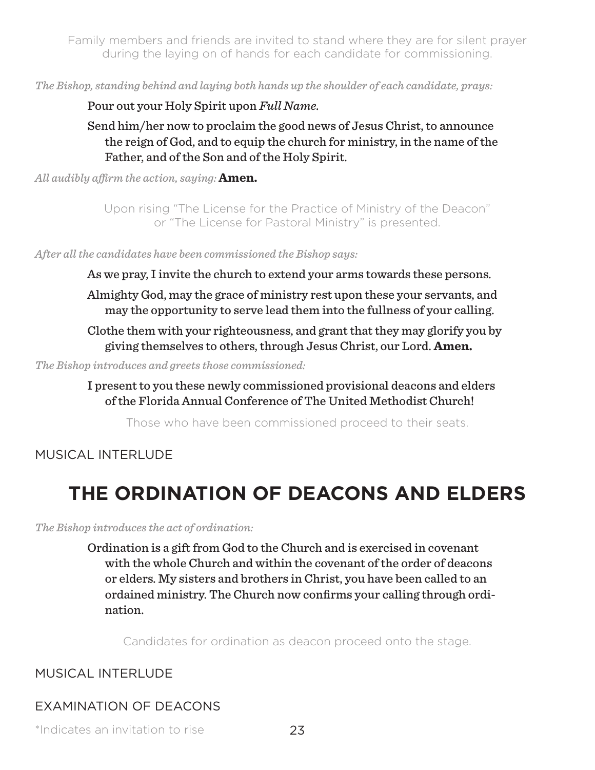Family members and friends are invited to stand where they are for silent prayer during the laying on of hands for each candidate for commissioning.

*The Bishop, standing behind and laying both hands up the shoulder of each candidate, prays:*

Pour out your Holy Spirit upon *Full Name*.

Send him/her now to proclaim the good news of Jesus Christ, to announce the reign of God, and to equip the church for ministry, in the name of the Father, and of the Son and of the Holy Spirit.

*All audibly affirm the action, saying:* **Amen.**

Upon rising "The License for the Practice of Ministry of the Deacon" or "The License for Pastoral Ministry" is presented.

*After all the candidates have been commissioned the Bishop says:*

As we pray, I invite the church to extend your arms towards these persons.

Almighty God, may the grace of ministry rest upon these your servants, and may the opportunity to serve lead them into the fullness of your calling.

Clothe them with your righteousness, and grant that they may glorify you by giving themselves to others, through Jesus Christ, our Lord. **Amen.**

*The Bishop introduces and greets those commissioned:*

I present to you these newly commissioned provisional deacons and elders of the Florida Annual Conference of The United Methodist Church!

Those who have been commissioned proceed to their seats.

MUSICAL INTERLUDE

# THE ORDINATION OF DEACONS AND ELDERS

*The Bishop introduces the act of ordination:*

Ordination is a gift from God to the Church and is exercised in covenant with the whole Church and within the covenant of the order of deacons or elders. My sisters and brothers in Christ, you have been called to an ordained ministry. The Church now confirms your calling through ordination.

Candidates for ordination as deacon proceed onto the stage.

MUSICAL INTERLUDE

EXAMINATION OF DEACONS

*Indicates an invitation to rise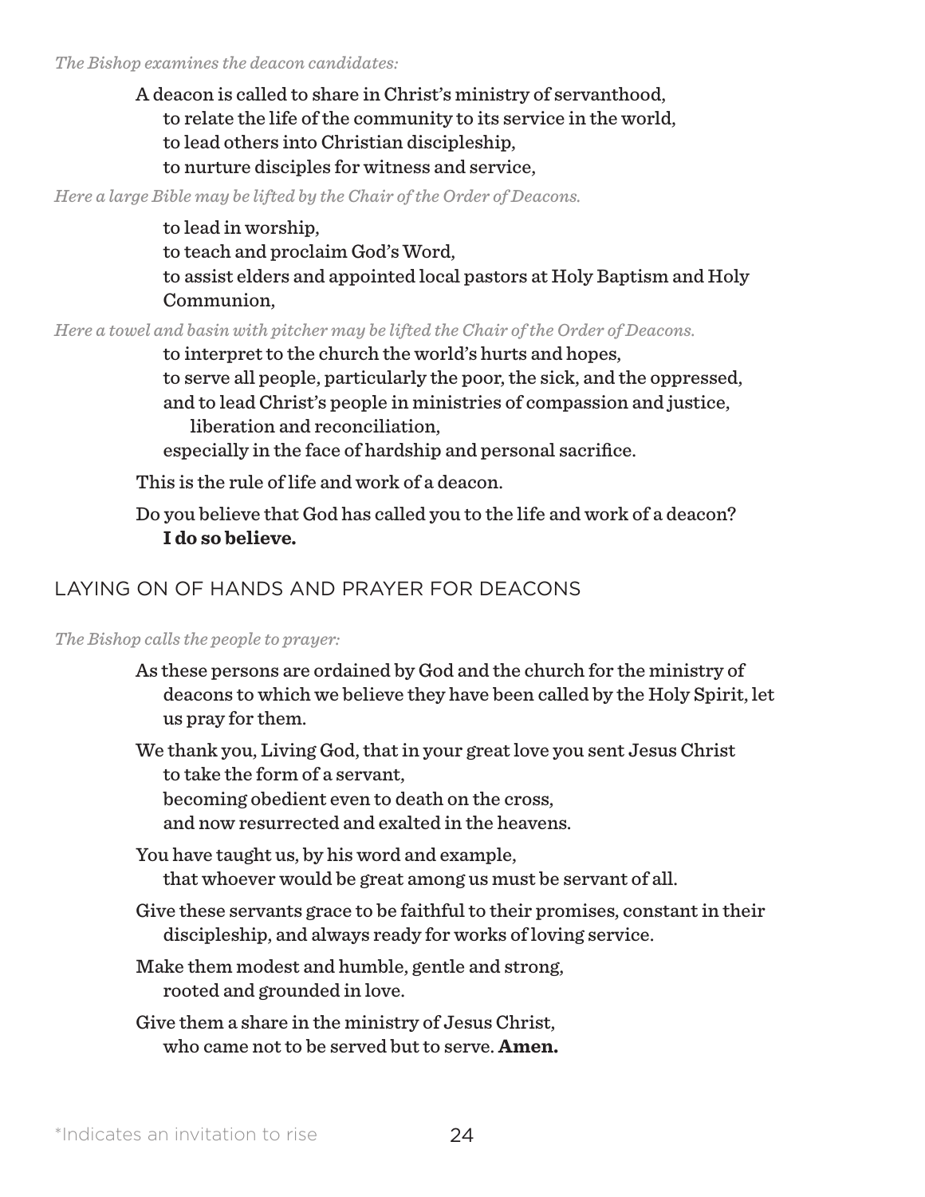*The Bishop examines the deacon candidates:*

A deacon is called to share in Christ's ministry of servanthood,
to relate the life of the community to its service in the world,
to lead others into Christian discipleship,
to nurture disciples for witness and service,

*Here a large Bible may be lifted by the Chair of the Order of Deacons.*

to lead in worship,
to teach and proclaim God's Word,
to assist elders and appointed local pastors at Holy Baptism and Holy Communion,

*Here a towel and basin with pitcher may be lifted the Chair of the Order of Deacons.*

to interpret to the church the world's hurts and hopes,
to serve all people, particularly the poor, the sick, and the oppressed,
and to lead Christ's people in ministries of compassion and justice,
liberation and reconciliation,
especially in the face of hardship and personal sacrifice.

This is the rule of life and work of a deacon.

Do you believe that God has called you to the life and work of a deacon?
**I do so believe.**

## LAYING ON OF HANDS AND PRAYER FOR DEACONS

*The Bishop calls the people to prayer:*

As these persons are ordained by God and the church for the ministry of deacons to which we believe they have been called by the Holy Spirit, let us pray for them.

We thank you, Living God, that in your great love you sent Jesus Christ
to take the form of a servant,
becoming obedient even to death on the cross,
and now resurrected and exalted in the heavens.

You have taught us, by his word and example,
that whoever would be great among us must be servant of all.

Give these servants grace to be faithful to their promises, constant in their discipleship, and always ready for works of loving service.

Make them modest and humble, gentle and strong,
rooted and grounded in love.

Give them a share in the ministry of Jesus Christ,
who came not to be served but to serve. **Amen.**

*Indicates an invitation to rise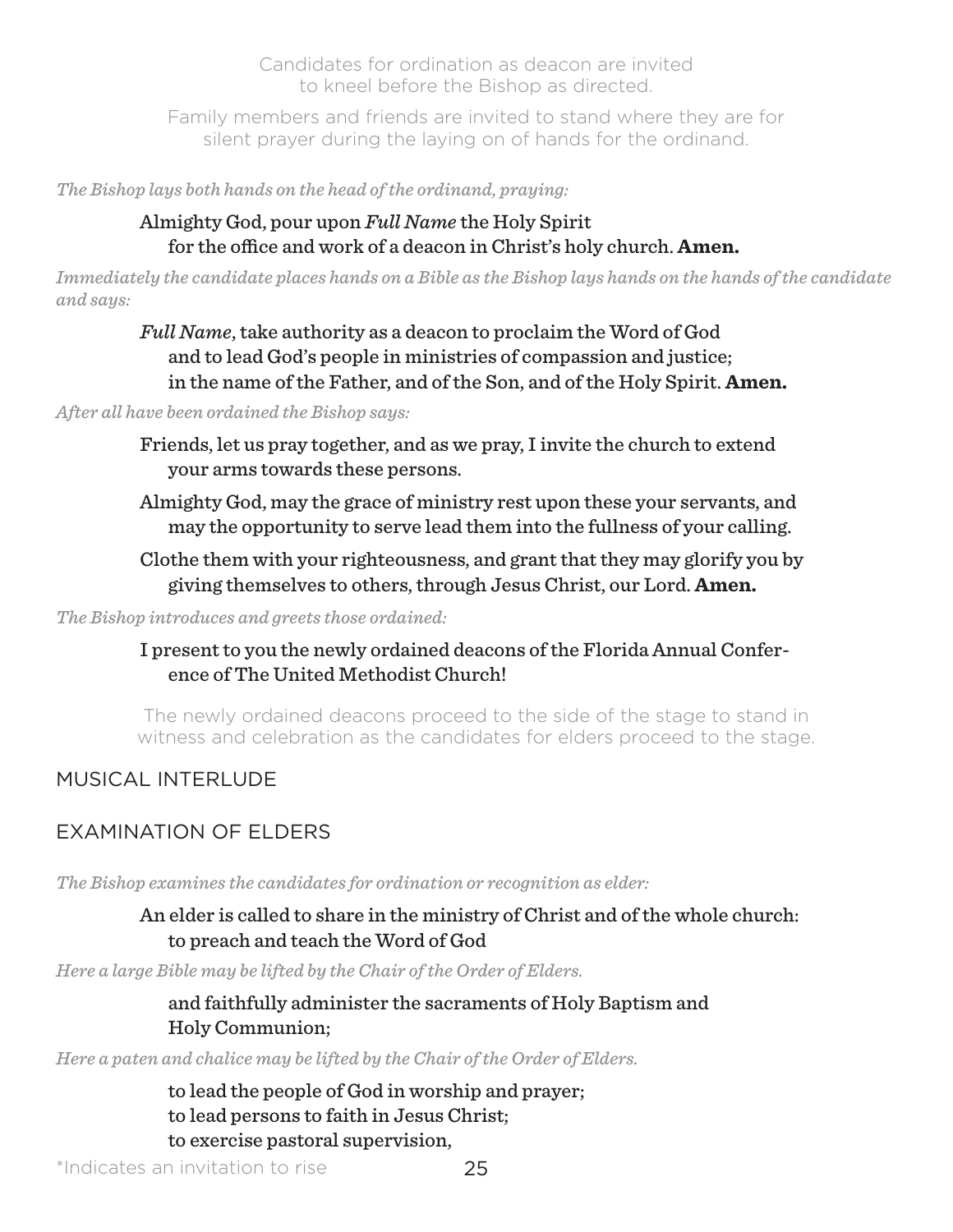Candidates for ordination as deacon are invited to kneel before the Bishop as directed.

Family members and friends are invited to stand where they are for silent prayer during the laying on of hands for the ordinand.

*The Bishop lays both hands on the head of the ordinand, praying:*

Almighty God, pour upon *Full Name* the Holy Spirit
for the office and work of a deacon in Christ's holy church. **Amen.**

*Immediately the candidate places hands on a Bible as the Bishop lays hands on the hands of the candidate and says:*

*Full Name*, take authority as a deacon to proclaim the Word of God
and to lead God's people in ministries of compassion and justice;
in the name of the Father, and of the Son, and of the Holy Spirit. **Amen.**

*After all have been ordained the Bishop says:*

Friends, let us pray together, and as we pray, I invite the church to extend your arms towards these persons.

Almighty God, may the grace of ministry rest upon these your servants, and may the opportunity to serve lead them into the fullness of your calling.

Clothe them with your righteousness, and grant that they may glorify you by giving themselves to others, through Jesus Christ, our Lord. **Amen.**

*The Bishop introduces and greets those ordained:*

I present to you the newly ordained deacons of the Florida Annual Conference of The United Methodist Church!

The newly ordained deacons proceed to the side of the stage to stand in witness and celebration as the candidates for elders proceed to the stage.

## MUSICAL INTERLUDE

## EXAMINATION OF ELDERS

*The Bishop examines the candidates for ordination or recognition as elder:*

An elder is called to share in the ministry of Christ and of the whole church:
to preach and teach the Word of God

*Here a large Bible may be lifted by the Chair of the Order of Elders.*

and faithfully administer the sacraments of Holy Baptism and Holy Communion;

*Here a paten and chalice may be lifted by the Chair of the Order of Elders.*

to lead the people of God in worship and prayer;
to lead persons to faith in Jesus Christ;
to exercise pastoral supervision,

*Indicates an invitation to rise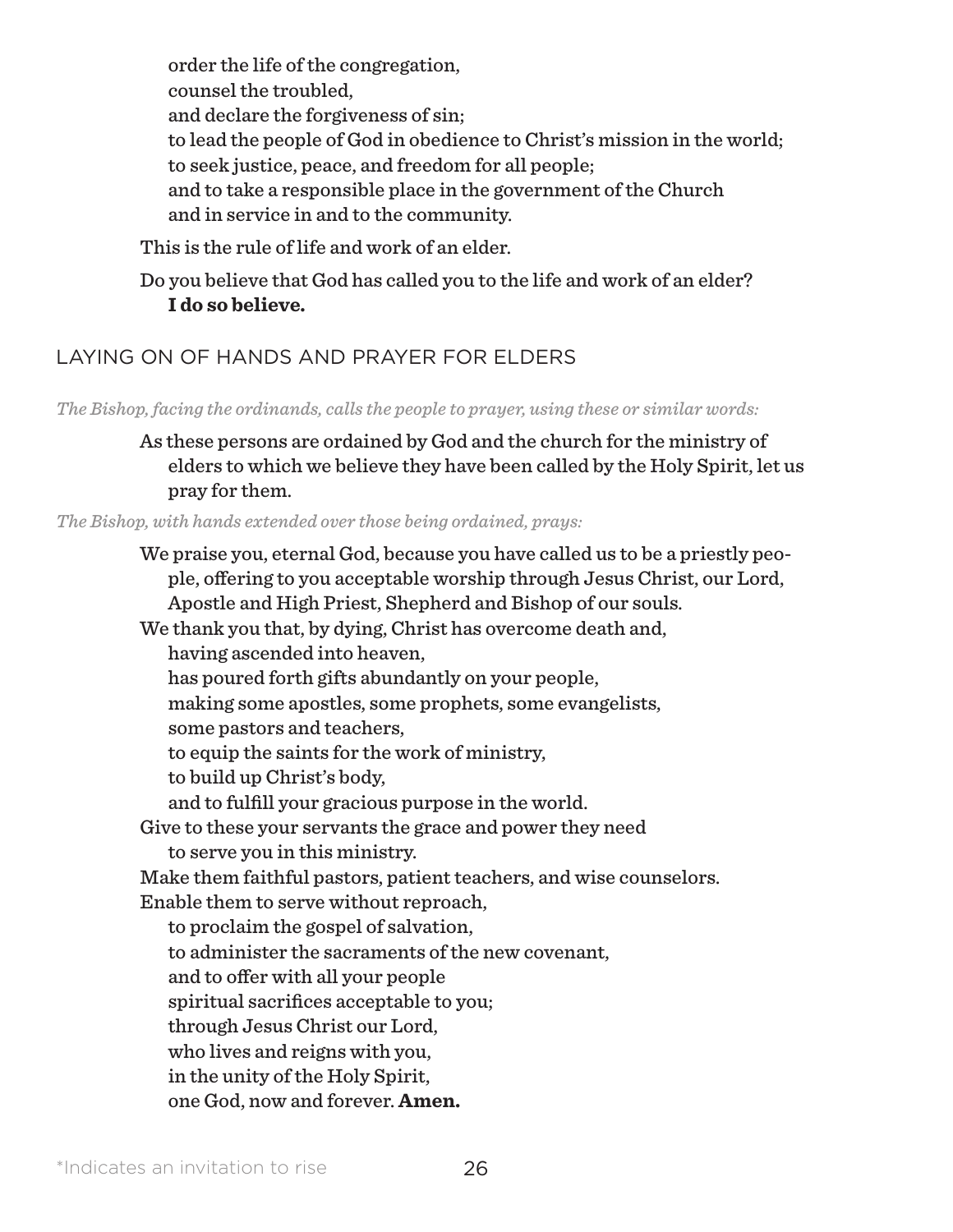order the life of the congregation,
counsel the troubled,
and declare the forgiveness of sin;
to lead the people of God in obedience to Christ's mission in the world;
to seek justice, peace, and freedom for all people;
and to take a responsible place in the government of the Church
and in service in and to the community.

This is the rule of life and work of an elder.

Do you believe that God has called you to the life and work of an elder?
**I do so believe.**

## LAYING ON OF HANDS AND PRAYER FOR ELDERS

*The Bishop, facing the ordinands, calls the people to prayer, using these or similar words:*

As these persons are ordained by God and the church for the ministry of elders to which we believe they have been called by the Holy Spirit, let us pray for them.

*The Bishop, with hands extended over those being ordained, prays:*

We praise you, eternal God, because you have called us to be a priestly people, offering to you acceptable worship through Jesus Christ, our Lord, Apostle and High Priest, Shepherd and Bishop of our souls.
We thank you that, by dying, Christ has overcome death and,
having ascended into heaven,
has poured forth gifts abundantly on your people,
making some apostles, some prophets, some evangelists,
some pastors and teachers,
to equip the saints for the work of ministry,
to build up Christ's body,
and to fulfill your gracious purpose in the world.
Give to these your servants the grace and power they need
to serve you in this ministry.
Make them faithful pastors, patient teachers, and wise counselors.
Enable them to serve without reproach,
to proclaim the gospel of salvation,
to administer the sacraments of the new covenant,
and to offer with all your people
spiritual sacrifices acceptable to you;
through Jesus Christ our Lord,
who lives and reigns with you,
in the unity of the Holy Spirit,
one God, now and forever. **Amen.**

*Indicates an invitation to rise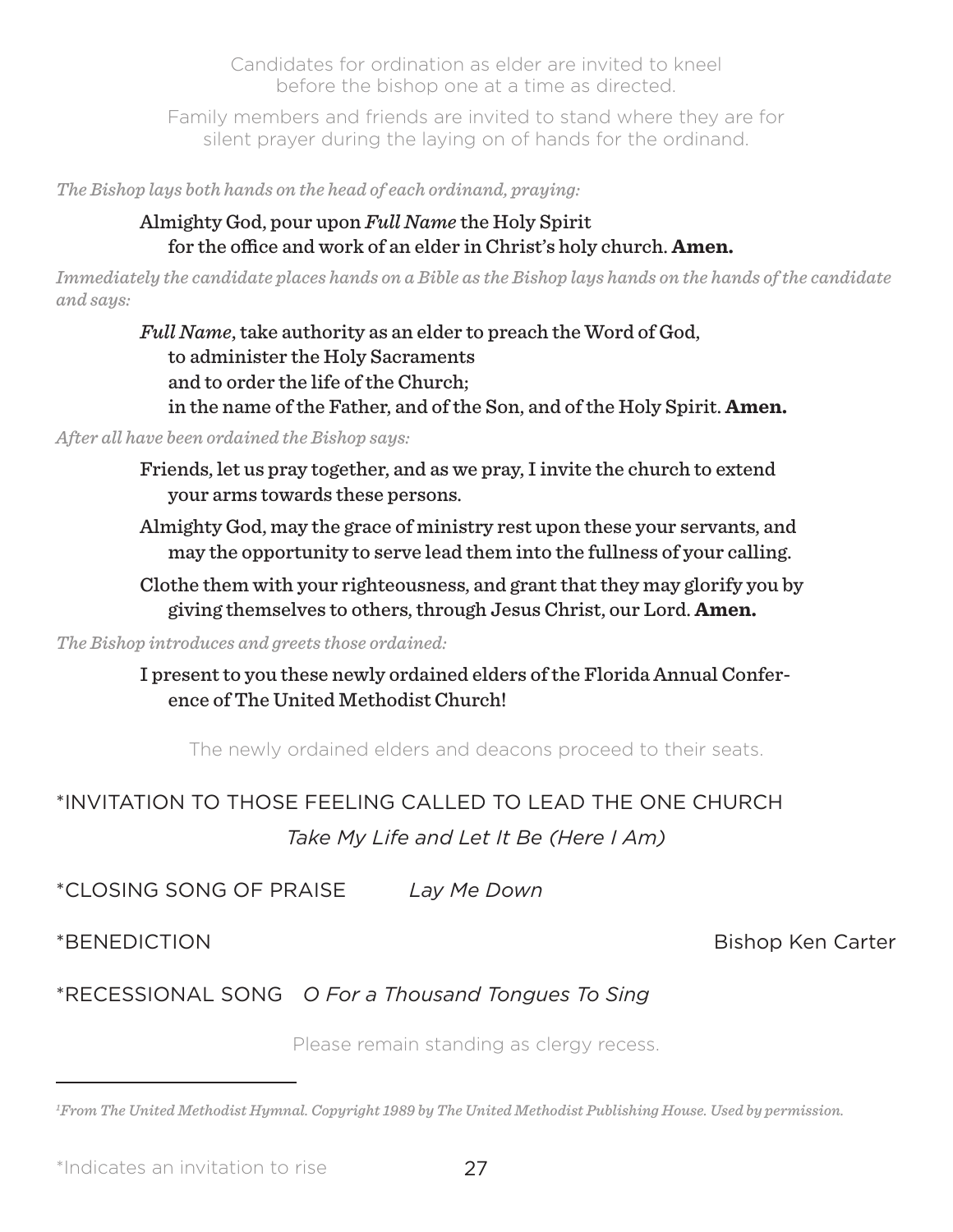Candidates for ordination as elder are invited to kneel before the bishop one at a time as directed.

Family members and friends are invited to stand where they are for silent prayer during the laying on of hands for the ordinand.

*The Bishop lays both hands on the head of each ordinand, praying:*

Almighty God, pour upon *Full Name* the Holy Spirit
for the office and work of an elder in Christ's holy church. **Amen.**

*Immediately the candidate places hands on a Bible as the Bishop lays hands on the hands of the candidate and says:*

*Full Name*, take authority as an elder to preach the Word of God,
to administer the Holy Sacraments
and to order the life of the Church;
in the name of the Father, and of the Son, and of the Holy Spirit. **Amen.**

*After all have been ordained the Bishop says:*

Friends, let us pray together, and as we pray, I invite the church to extend your arms towards these persons.

Almighty God, may the grace of ministry rest upon these your servants, and may the opportunity to serve lead them into the fullness of your calling.

Clothe them with your righteousness, and grant that they may glorify you by giving themselves to others, through Jesus Christ, our Lord. **Amen.**

*The Bishop introduces and greets those ordained:*

I present to you these newly ordained elders of the Florida Annual Conference of The United Methodist Church!

The newly ordained elders and deacons proceed to their seats.

*INVITATION TO THOSE FEELING CALLED TO LEAD THE ONE CHURCH

*Take My Life and Let It Be (Here I Am)*

*CLOSING SONG OF PRAISE *Lay Me Down*

*BENEDICTION Bishop Ken Carter

*RECESSIONAL SONG *O For a Thousand Tongues To Sing*

Please remain standing as clergy recess.

---

[1]*From The United Methodist Hymnal. Copyright 1989 by The United Methodist Publishing House. Used by permission.*

*Indicates an invitation to rise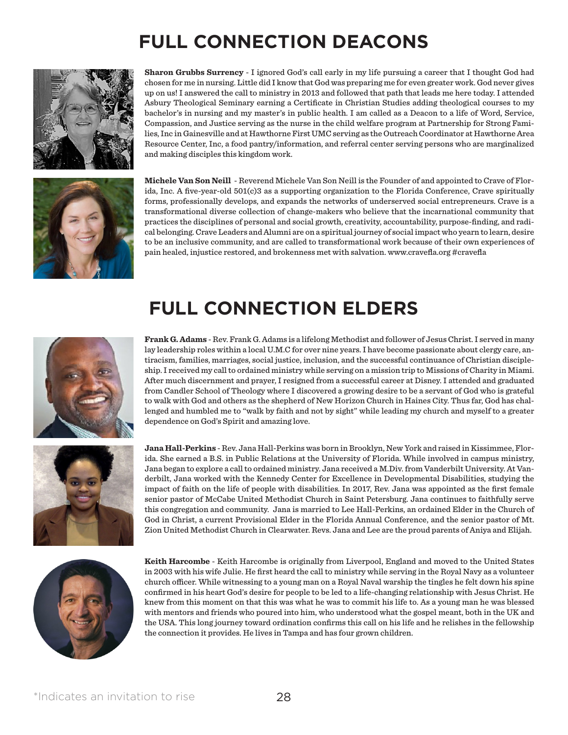# FULL CONNECTION DEACONS

**Sharon Grubbs Surrency** - I ignored God's call early in my life pursuing a career that I thought God had chosen for me in nursing. Little did I know that God was preparing me for even greater work. God never gives up on us! I answered the call to ministry in 2013 and followed that path that leads me here today. I attended Asbury Theological Seminary earning a Certificate in Christian Studies adding theological courses to my bachelor's in nursing and my master's in public health. I am called as a Deacon to a life of Word, Service, Compassion, and Justice serving as the nurse in the child welfare program at Partnership for Strong Families, Inc in Gainesville and at Hawthorne First UMC serving as the Outreach Coordinator at Hawthorne Area Resource Center, Inc, a food pantry/information, and referral center serving persons who are marginalized and making disciples this kingdom work.

**Michele Van Son Neill** - Reverend Michele Van Son Neill is the Founder of and appointed to Crave of Florida, Inc. A five-year-old 501(c)3 as a supporting organization to the Florida Conference, Crave spiritually forms, professionally develops, and expands the networks of underserved social entrepreneurs. Crave is a transformational diverse collection of change-makers who believe that the incarnational community that practices the disciplines of personal and social growth, creativity, accountability, purpose-finding, and radical belonging. Crave Leaders and Alumni are on a spiritual journey of social impact who yearn to learn, desire to be an inclusive community, and are called to transformational work because of their own experiences of pain healed, injustice restored, and brokenness met with salvation. www.cravefla.org #cravefla

# FULL CONNECTION ELDERS

**Frank G. Adams** - Rev. Frank G. Adams is a lifelong Methodist and follower of Jesus Christ. I served in many lay leadership roles within a local U.M.C for over nine years. I have become passionate about clergy care, antiracism, families, marriages, social justice, inclusion, and the successful continuance of Christian discipleship. I received my call to ordained ministry while serving on a mission trip to Missions of Charity in Miami. After much discernment and prayer, I resigned from a successful career at Disney. I attended and graduated from Candler School of Theology where I discovered a growing desire to be a servant of God who is grateful to walk with God and others as the shepherd of New Horizon Church in Haines City. Thus far, God has challenged and humbled me to "walk by faith and not by sight" while leading my church and myself to a greater dependence on God's Spirit and amazing love.

**Jana Hall-Perkins** - Rev. Jana Hall-Perkins was born in Brooklyn, New York and raised in Kissimmee, Florida. She earned a B.S. in Public Relations at the University of Florida. While involved in campus ministry, Jana began to explore a call to ordained ministry. Jana received a M.Div. from Vanderbilt University. At Vanderbilt, Jana worked with the Kennedy Center for Excellence in Developmental Disabilities, studying the impact of faith on the life of people with disabilities. In 2017, Rev. Jana was appointed as the first female senior pastor of McCabe United Methodist Church in Saint Petersburg. Jana continues to faithfully serve this congregation and community. Jana is married to Lee Hall-Perkins, an ordained Elder in the Church of God in Christ, a current Provisional Elder in the Florida Annual Conference, and the senior pastor of Mt. Zion United Methodist Church in Clearwater. Revs. Jana and Lee are the proud parents of Aniya and Elijah.

**Keith Harcombe** - Keith Harcombe is originally from Liverpool, England and moved to the United States in 2003 with his wife Julie. He first heard the call to ministry while serving in the Royal Navy as a volunteer church officer. While witnessing to a young man on a Royal Naval warship the tingles he felt down his spine confirmed in his heart God's desire for people to be led to a life-changing relationship with Jesus Christ. He knew from this moment on that this was what he was to commit his life to. As a young man he was blessed with mentors and friends who poured into him, who understood what the gospel meant, both in the UK and the USA. This long journey toward ordination confirms this call on his life and he relishes in the fellowship the connection it provides. He lives in Tampa and has four grown children.

*Indicates an invitation to rise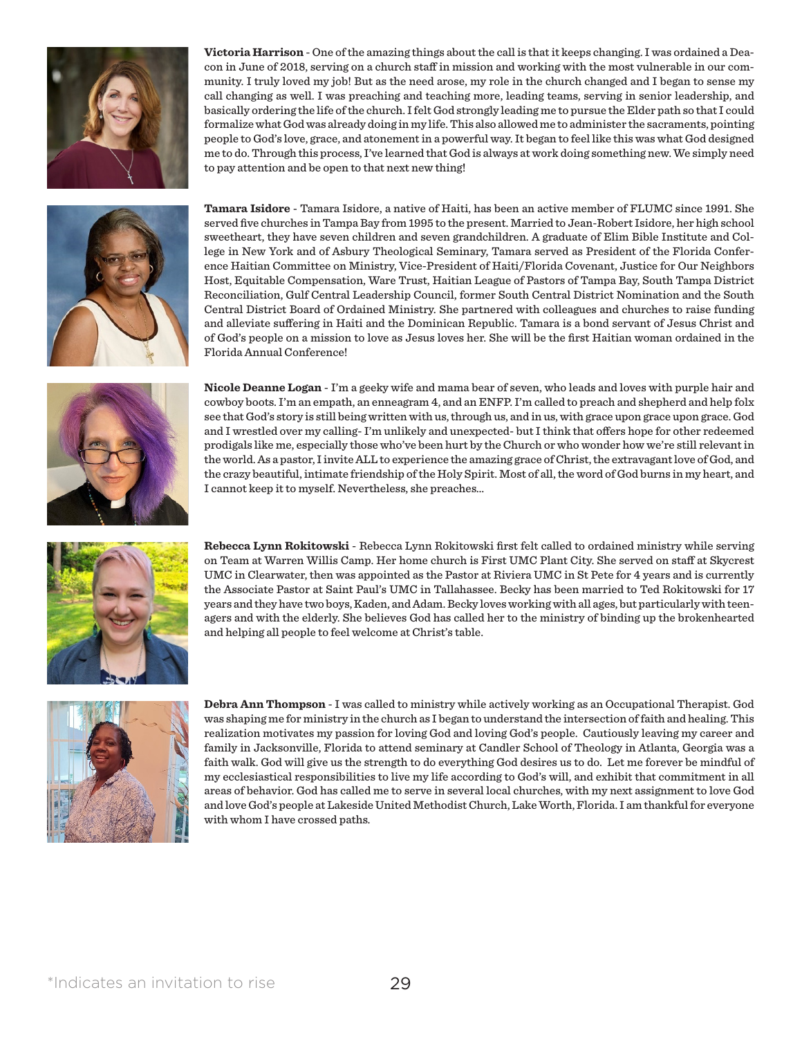**Victoria Harrison** - One of the amazing things about the call is that it keeps changing. I was ordained a Deacon in June of 2018, serving on a church staff in mission and working with the most vulnerable in our community. I truly loved my job! But as the need arose, my role in the church changed and I began to sense my call changing as well. I was preaching and teaching more, leading teams, serving in senior leadership, and basically ordering the life of the church. I felt God strongly leading me to pursue the Elder path so that I could formalize what God was already doing in my life. This also allowed me to administer the sacraments, pointing people to God's love, grace, and atonement in a powerful way. It began to feel like this was what God designed me to do. Through this process, I've learned that God is always at work doing something new. We simply need to pay attention and be open to that next new thing!

**Tamara Isidore** - Tamara Isidore, a native of Haiti, has been an active member of FLUMC since 1991. She served five churches in Tampa Bay from 1995 to the present. Married to Jean-Robert Isidore, her high school sweetheart, they have seven children and seven grandchildren. A graduate of Elim Bible Institute and College in New York and of Asbury Theological Seminary, Tamara served as President of the Florida Conference Haitian Committee on Ministry, Vice-President of Haiti/Florida Covenant, Justice for Our Neighbors Host, Equitable Compensation, Ware Trust, Haitian League of Pastors of Tampa Bay, South Tampa District Reconciliation, Gulf Central Leadership Council, former South Central District Nomination and the South Central District Board of Ordained Ministry. She partnered with colleagues and churches to raise funding and alleviate suffering in Haiti and the Dominican Republic. Tamara is a bond servant of Jesus Christ and of God's people on a mission to love as Jesus loves her. She will be the first Haitian woman ordained in the Florida Annual Conference!

**Nicole Deanne Logan** - I'm a geeky wife and mama bear of seven, who leads and loves with purple hair and cowboy boots. I'm an empath, an enneagram 4, and an ENFP. I'm called to preach and shepherd and help folx see that God's story is still being written with us, through us, and in us, with grace upon grace upon grace. God and I wrestled over my calling- I'm unlikely and unexpected- but I think that offers hope for other redeemed prodigals like me, especially those who've been hurt by the Church or who wonder how we're still relevant in the world. As a pastor, I invite ALL to experience the amazing grace of Christ, the extravagant love of God, and the crazy beautiful, intimate friendship of the Holy Spirit. Most of all, the word of God burns in my heart, and I cannot keep it to myself. Nevertheless, she preaches...

**Rebecca Lynn Rokitowski** - Rebecca Lynn Rokitowski first felt called to ordained ministry while serving on Team at Warren Willis Camp. Her home church is First UMC Plant City. She served on staff at Skycrest UMC in Clearwater, then was appointed as the Pastor at Riviera UMC in St Pete for 4 years and is currently the Associate Pastor at Saint Paul's UMC in Tallahassee. Becky has been married to Ted Rokitowski for 17 years and they have two boys, Kaden, and Adam. Becky loves working with all ages, but particularly with teenagers and with the elderly. She believes God has called her to the ministry of binding up the brokenhearted and helping all people to feel welcome at Christ's table.

**Debra Ann Thompson** - I was called to ministry while actively working as an Occupational Therapist. God was shaping me for ministry in the church as I began to understand the intersection of faith and healing. This realization motivates my passion for loving God and loving God's people. Cautiously leaving my career and family in Jacksonville, Florida to attend seminary at Candler School of Theology in Atlanta, Georgia was a faith walk. God will give us the strength to do everything God desires us to do. Let me forever be mindful of my ecclesiastical responsibilities to live my life according to God's will, and exhibit that commitment in all areas of behavior. God has called me to serve in several local churches, with my next assignment to love God and love God's people at Lakeside United Methodist Church, Lake Worth, Florida. I am thankful for everyone with whom I have crossed paths.

*Indicates an invitation to rise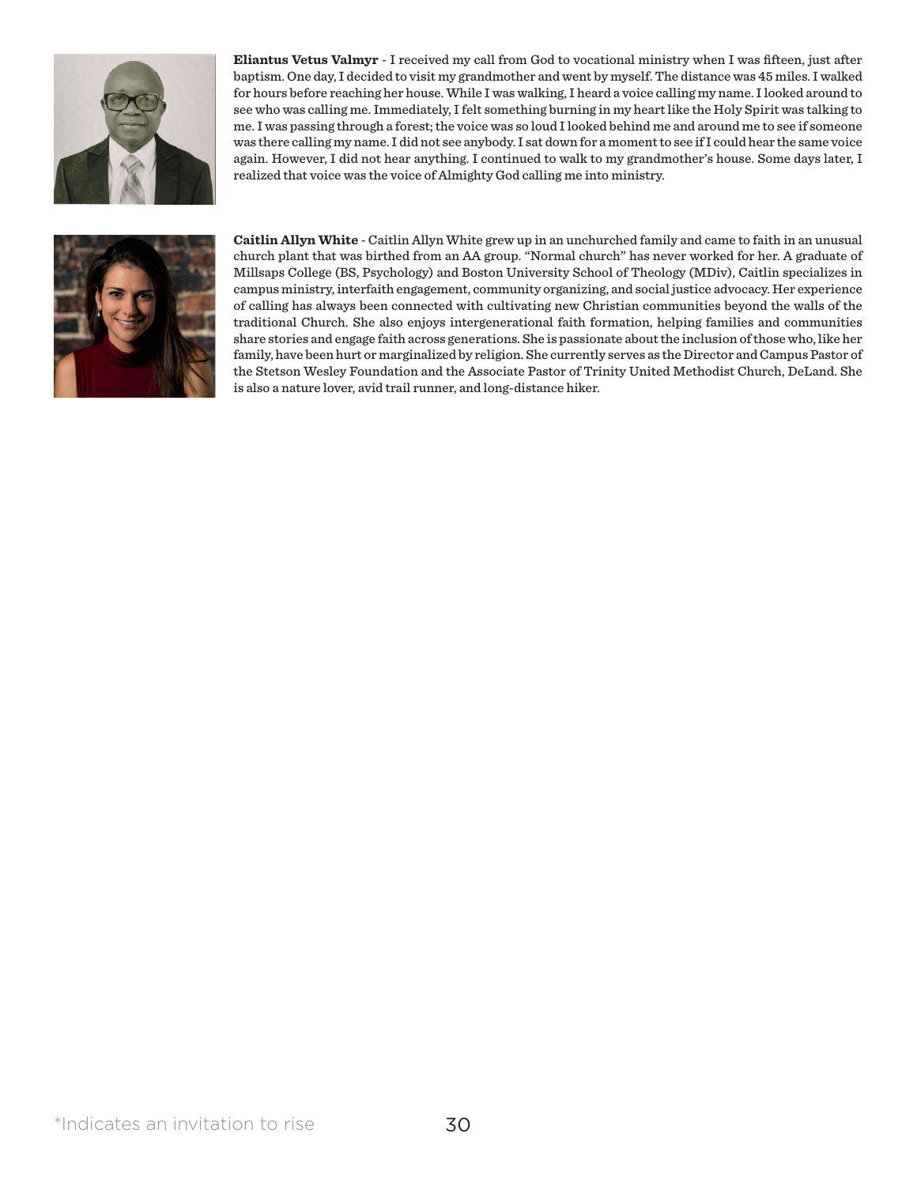**Eliantus Vetus Valmyr** - I received my call from God to vocational ministry when I was fifteen, just after baptism. One day, I decided to visit my grandmother and went by myself. The distance was 45 miles. I walked for hours before reaching her house. While I was walking, I heard a voice calling my name. I looked around to see who was calling me. Immediately, I felt something burning in my heart like the Holy Spirit was talking to me. I was passing through a forest; the voice was so loud I looked behind me and around me to see if someone was there calling my name. I did not see anybody. I sat down for a moment to see if I could hear the same voice again. However, I did not hear anything. I continued to walk to my grandmother's house. Some days later, I realized that voice was the voice of Almighty God calling me into ministry.

**Caitlin Allyn White** - Caitlin Allyn White grew up in an unchurched family and came to faith in an unusual church plant that was birthed from an AA group. "Normal church" has never worked for her. A graduate of Millsaps College (BS, Psychology) and Boston University School of Theology (MDiv), Caitlin specializes in campus ministry, interfaith engagement, community organizing, and social justice advocacy. Her experience of calling has always been connected with cultivating new Christian communities beyond the walls of the traditional Church. She also enjoys intergenerational faith formation, helping families and communities share stories and engage faith across generations. She is passionate about the inclusion of those who, like her family, have been hurt or marginalized by religion. She currently serves as the Director and Campus Pastor of the Stetson Wesley Foundation and the Associate Pastor of Trinity United Methodist Church, DeLand. She is also a nature lover, avid trail runner, and long-distance hiker.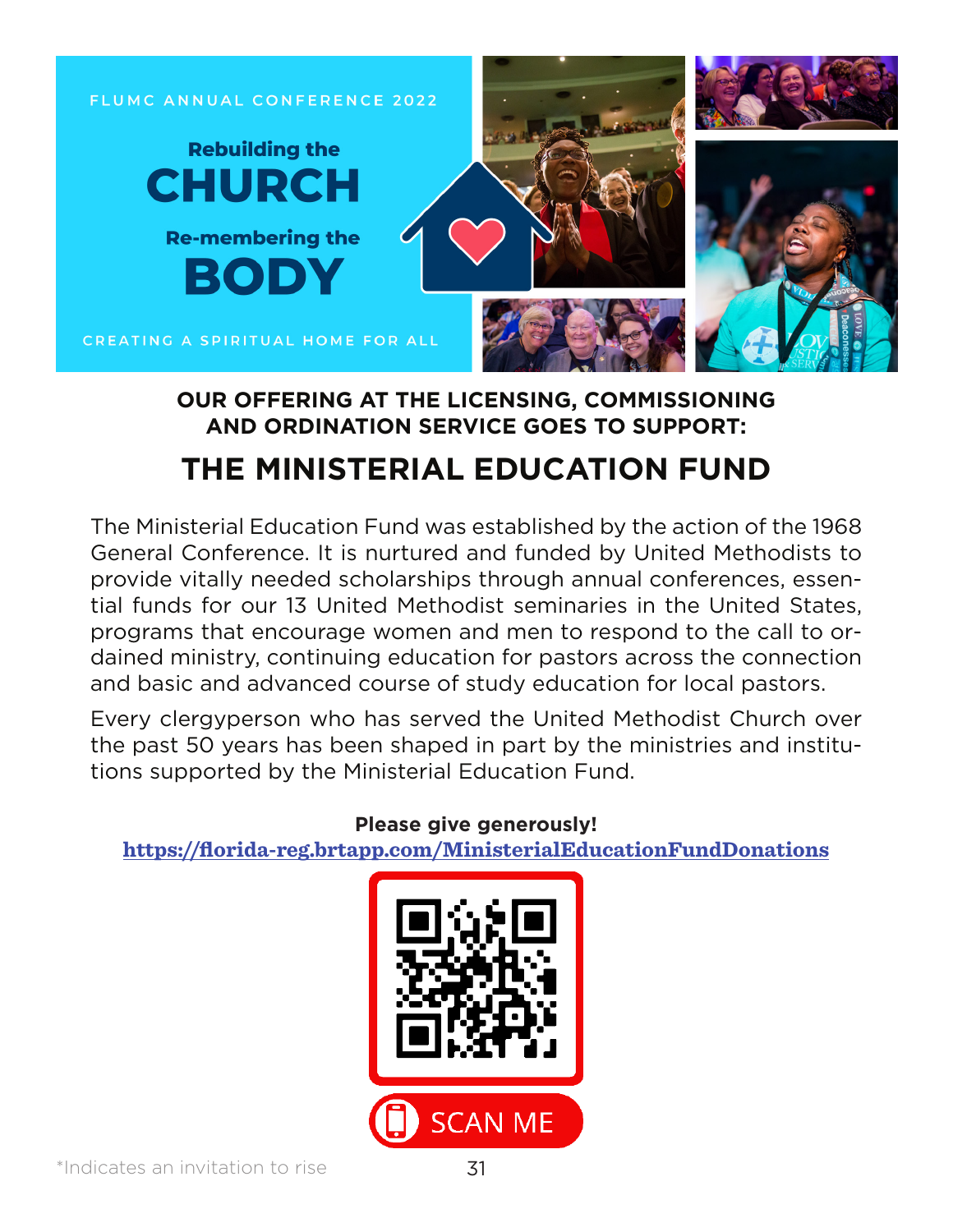FLUMC ANNUAL CONFERENCE 2022

**Rebuilding the**
**CHURCH**

**Re-membering the**
**BODY**

CREATING A SPIRITUAL HOME FOR ALL

**OUR OFFERING AT THE LICENSING, COMMISSIONING AND ORDINATION SERVICE GOES TO SUPPORT:**

## THE MINISTERIAL EDUCATION FUND

The Ministerial Education Fund was established by the action of the 1968 General Conference. It is nurtured and funded by United Methodists to provide vitally needed scholarships through annual conferences, essential funds for our 13 United Methodist seminaries in the United States, programs that encourage women and men to respond to the call to ordained ministry, continuing education for pastors across the connection and basic and advanced course of study education for local pastors.

Every clergyperson who has served the United Methodist Church over the past 50 years has been shaped in part by the ministries and institutions supported by the Ministerial Education Fund.

**Please give generously!**

https://florida-reg.brtapp.com/MinisterialEducationFundDonations

SCAN ME

*Indicates an invitation to rise